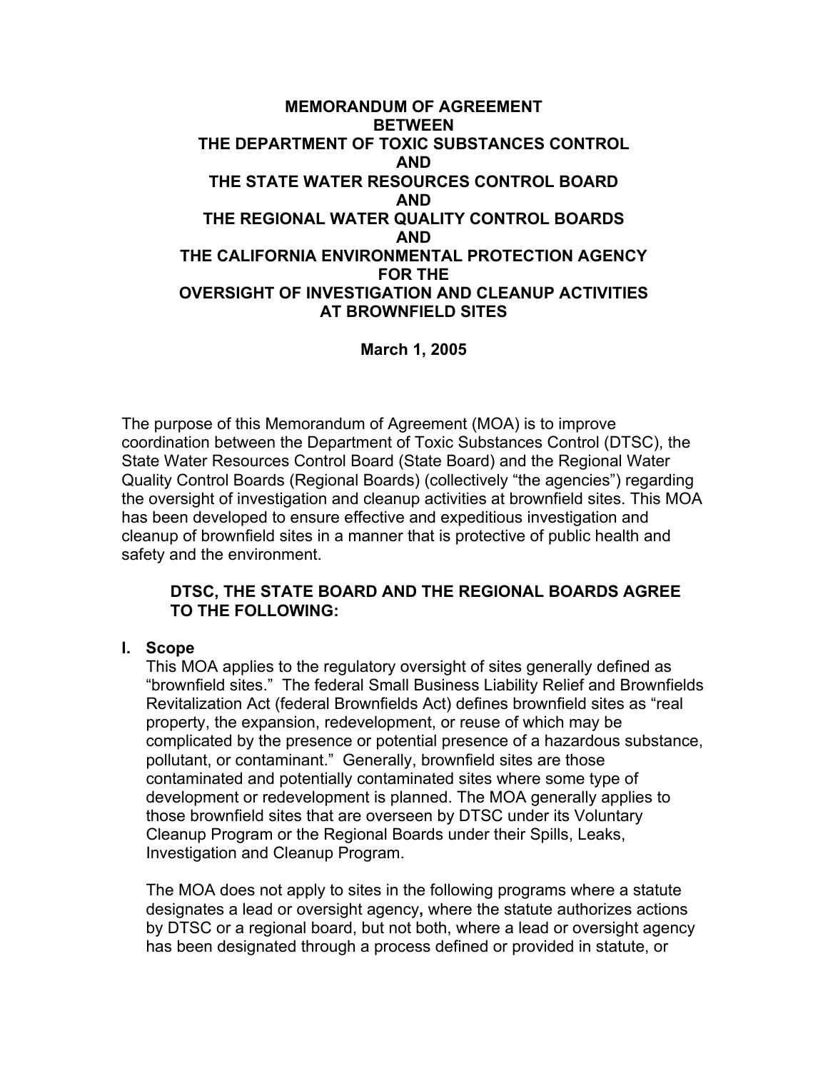# MEMORANDUM OF AGREEMENT BETWEEN THE DEPARTMENT OF TOXIC SUBSTANCES CONTROL AND THE STATE WATER RESOURCES CONTROL BOARD AND THE REGIONAL WATER QUALITY CONTROL BOARDS AND THE CALIFORNIA ENVIRONMENTAL PROTECTION AGENCY FOR THE OVERSIGHT OF INVESTIGATION AND CLEANUP ACTIVITIES AT BROWNFIELD SITES

**March 1, 2005**

The purpose of this Memorandum of Agreement (MOA) is to improve coordination between the Department of Toxic Substances Control (DTSC), the State Water Resources Control Board (State Board) and the Regional Water Quality Control Boards (Regional Boards) (collectively "the agencies") regarding the oversight of investigation and cleanup activities at brownfield sites. This MOA has been developed to ensure effective and expeditious investigation and cleanup of brownfield sites in a manner that is protective of public health and safety and the environment.

**DTSC, THE STATE BOARD AND THE REGIONAL BOARDS AGREE TO THE FOLLOWING:**

## I. Scope

This MOA applies to the regulatory oversight of sites generally defined as "brownfield sites." The federal Small Business Liability Relief and Brownfields Revitalization Act (federal Brownfields Act) defines brownfield sites as "real property, the expansion, redevelopment, or reuse of which may be complicated by the presence or potential presence of a hazardous substance, pollutant, or contaminant." Generally, brownfield sites are those contaminated and potentially contaminated sites where some type of development or redevelopment is planned. The MOA generally applies to those brownfield sites that are overseen by DTSC under its Voluntary Cleanup Program or the Regional Boards under their Spills, Leaks, Investigation and Cleanup Program.

The MOA does not apply to sites in the following programs where a statute designates a lead or oversight agency**,** where the statute authorizes actions by DTSC or a regional board, but not both, where a lead or oversight agency has been designated through a process defined or provided in statute, or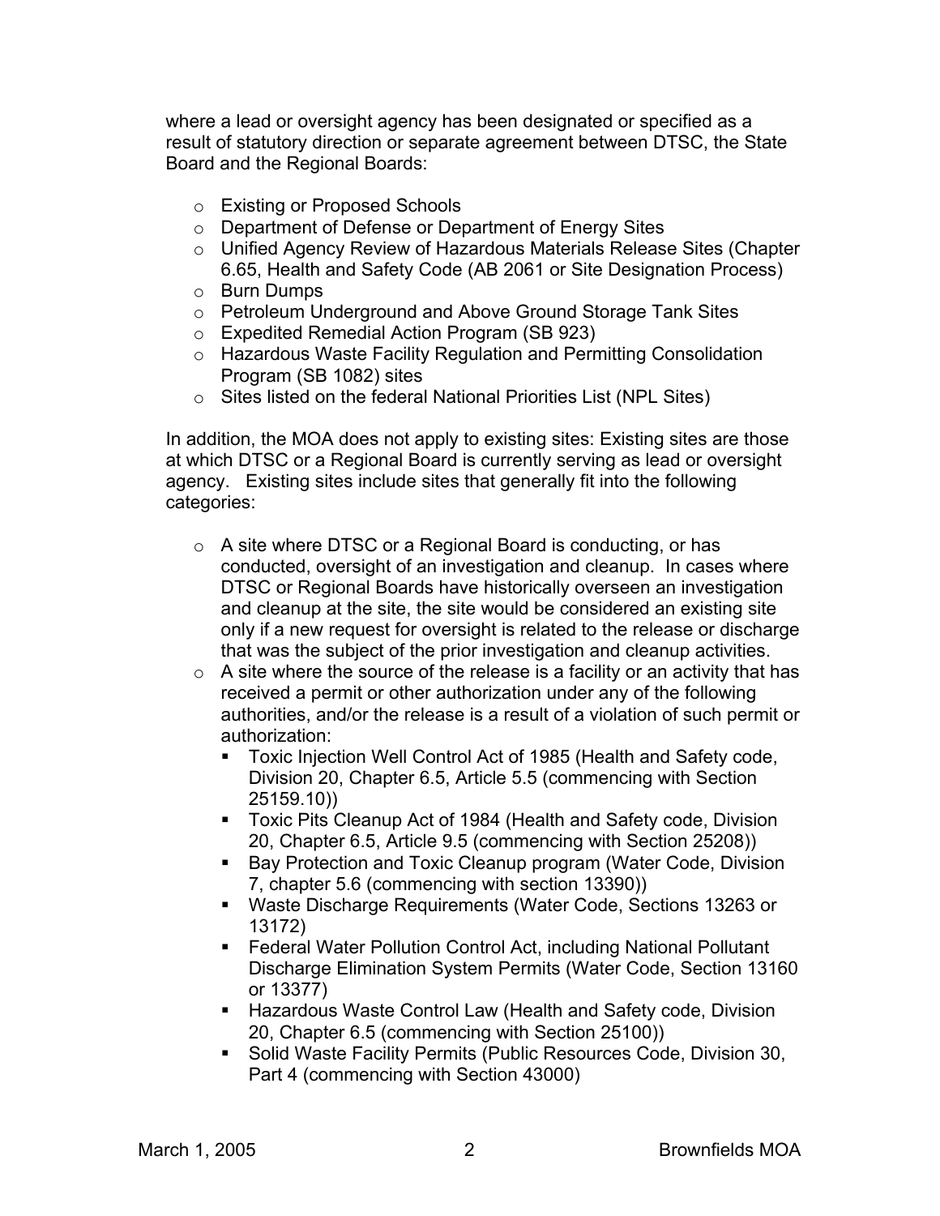where a lead or oversight agency has been designated or specified as a result of statutory direction or separate agreement between DTSC, the State Board and the Regional Boards:

- Existing or Proposed Schools
- Department of Defense or Department of Energy Sites
- Unified Agency Review of Hazardous Materials Release Sites (Chapter 6.65, Health and Safety Code (AB 2061 or Site Designation Process)
- Burn Dumps
- Petroleum Underground and Above Ground Storage Tank Sites
- Expedited Remedial Action Program (SB 923)
- Hazardous Waste Facility Regulation and Permitting Consolidation Program (SB 1082) sites
- Sites listed on the federal National Priorities List (NPL Sites)

In addition, the MOA does not apply to existing sites: Existing sites are those at which DTSC or a Regional Board is currently serving as lead or oversight agency. Existing sites include sites that generally fit into the following categories:

- A site where DTSC or a Regional Board is conducting, or has conducted, oversight of an investigation and cleanup. In cases where DTSC or Regional Boards have historically overseen an investigation and cleanup at the site, the site would be considered an existing site only if a new request for oversight is related to the release or discharge that was the subject of the prior investigation and cleanup activities.
- A site where the source of the release is a facility or an activity that has received a permit or other authorization under any of the following authorities, and/or the release is a result of a violation of such permit or authorization:
  - Toxic Injection Well Control Act of 1985 (Health and Safety code, Division 20, Chapter 6.5, Article 5.5 (commencing with Section 25159.10))
  - Toxic Pits Cleanup Act of 1984 (Health and Safety code, Division 20, Chapter 6.5, Article 9.5 (commencing with Section 25208))
  - Bay Protection and Toxic Cleanup program (Water Code, Division 7, chapter 5.6 (commencing with section 13390))
  - Waste Discharge Requirements (Water Code, Sections 13263 or 13172)
  - Federal Water Pollution Control Act, including National Pollutant Discharge Elimination System Permits (Water Code, Section 13160 or 13377)
  - Hazardous Waste Control Law (Health and Safety code, Division 20, Chapter 6.5 (commencing with Section 25100))
  - Solid Waste Facility Permits (Public Resources Code, Division 30, Part 4 (commencing with Section 43000)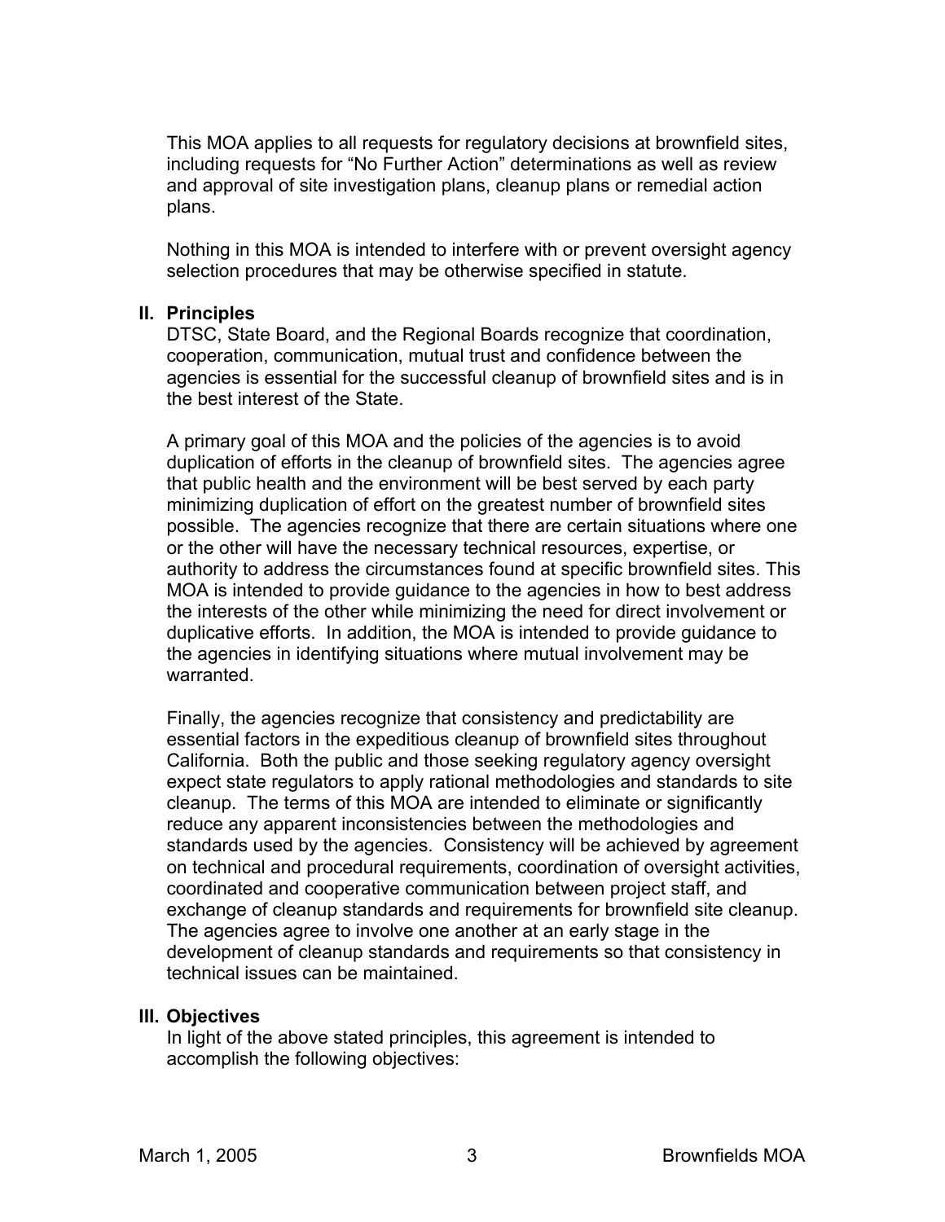This MOA applies to all requests for regulatory decisions at brownfield sites, including requests for "No Further Action" determinations as well as review and approval of site investigation plans, cleanup plans or remedial action plans.

Nothing in this MOA is intended to interfere with or prevent oversight agency selection procedures that may be otherwise specified in statute.

## II. Principles

DTSC, State Board, and the Regional Boards recognize that coordination, cooperation, communication, mutual trust and confidence between the agencies is essential for the successful cleanup of brownfield sites and is in the best interest of the State.

A primary goal of this MOA and the policies of the agencies is to avoid duplication of efforts in the cleanup of brownfield sites. The agencies agree that public health and the environment will be best served by each party minimizing duplication of effort on the greatest number of brownfield sites possible. The agencies recognize that there are certain situations where one or the other will have the necessary technical resources, expertise, or authority to address the circumstances found at specific brownfield sites. This MOA is intended to provide guidance to the agencies in how to best address the interests of the other while minimizing the need for direct involvement or duplicative efforts. In addition, the MOA is intended to provide guidance to the agencies in identifying situations where mutual involvement may be warranted.

Finally, the agencies recognize that consistency and predictability are essential factors in the expeditious cleanup of brownfield sites throughout California. Both the public and those seeking regulatory agency oversight expect state regulators to apply rational methodologies and standards to site cleanup. The terms of this MOA are intended to eliminate or significantly reduce any apparent inconsistencies between the methodologies and standards used by the agencies. Consistency will be achieved by agreement on technical and procedural requirements, coordination of oversight activities, coordinated and cooperative communication between project staff, and exchange of cleanup standards and requirements for brownfield site cleanup. The agencies agree to involve one another at an early stage in the development of cleanup standards and requirements so that consistency in technical issues can be maintained.

## III. Objectives

In light of the above stated principles, this agreement is intended to accomplish the following objectives: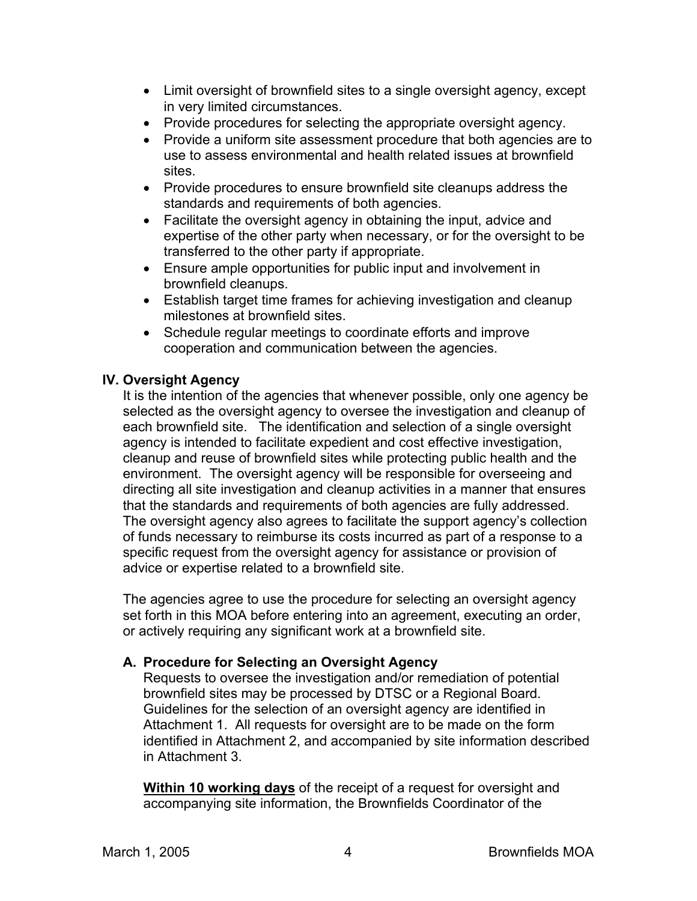- Limit oversight of brownfield sites to a single oversight agency, except in very limited circumstances.
- Provide procedures for selecting the appropriate oversight agency.
- Provide a uniform site assessment procedure that both agencies are to use to assess environmental and health related issues at brownfield sites.
- Provide procedures to ensure brownfield site cleanups address the standards and requirements of both agencies.
- Facilitate the oversight agency in obtaining the input, advice and expertise of the other party when necessary, or for the oversight to be transferred to the other party if appropriate.
- Ensure ample opportunities for public input and involvement in brownfield cleanups.
- Establish target time frames for achieving investigation and cleanup milestones at brownfield sites.
- Schedule regular meetings to coordinate efforts and improve cooperation and communication between the agencies.

## IV. Oversight Agency

It is the intention of the agencies that whenever possible, only one agency be selected as the oversight agency to oversee the investigation and cleanup of each brownfield site. The identification and selection of a single oversight agency is intended to facilitate expedient and cost effective investigation, cleanup and reuse of brownfield sites while protecting public health and the environment. The oversight agency will be responsible for overseeing and directing all site investigation and cleanup activities in a manner that ensures that the standards and requirements of both agencies are fully addressed. The oversight agency also agrees to facilitate the support agency's collection of funds necessary to reimburse its costs incurred as part of a response to a specific request from the oversight agency for assistance or provision of advice or expertise related to a brownfield site.

The agencies agree to use the procedure for selecting an oversight agency set forth in this MOA before entering into an agreement, executing an order, or actively requiring any significant work at a brownfield site.

### A. Procedure for Selecting an Oversight Agency

Requests to oversee the investigation and/or remediation of potential brownfield sites may be processed by DTSC or a Regional Board. Guidelines for the selection of an oversight agency are identified in Attachment 1. All requests for oversight are to be made on the form identified in Attachment 2, and accompanied by site information described in Attachment 3.

**Within 10 working days** of the receipt of a request for oversight and accompanying site information, the Brownfields Coordinator of the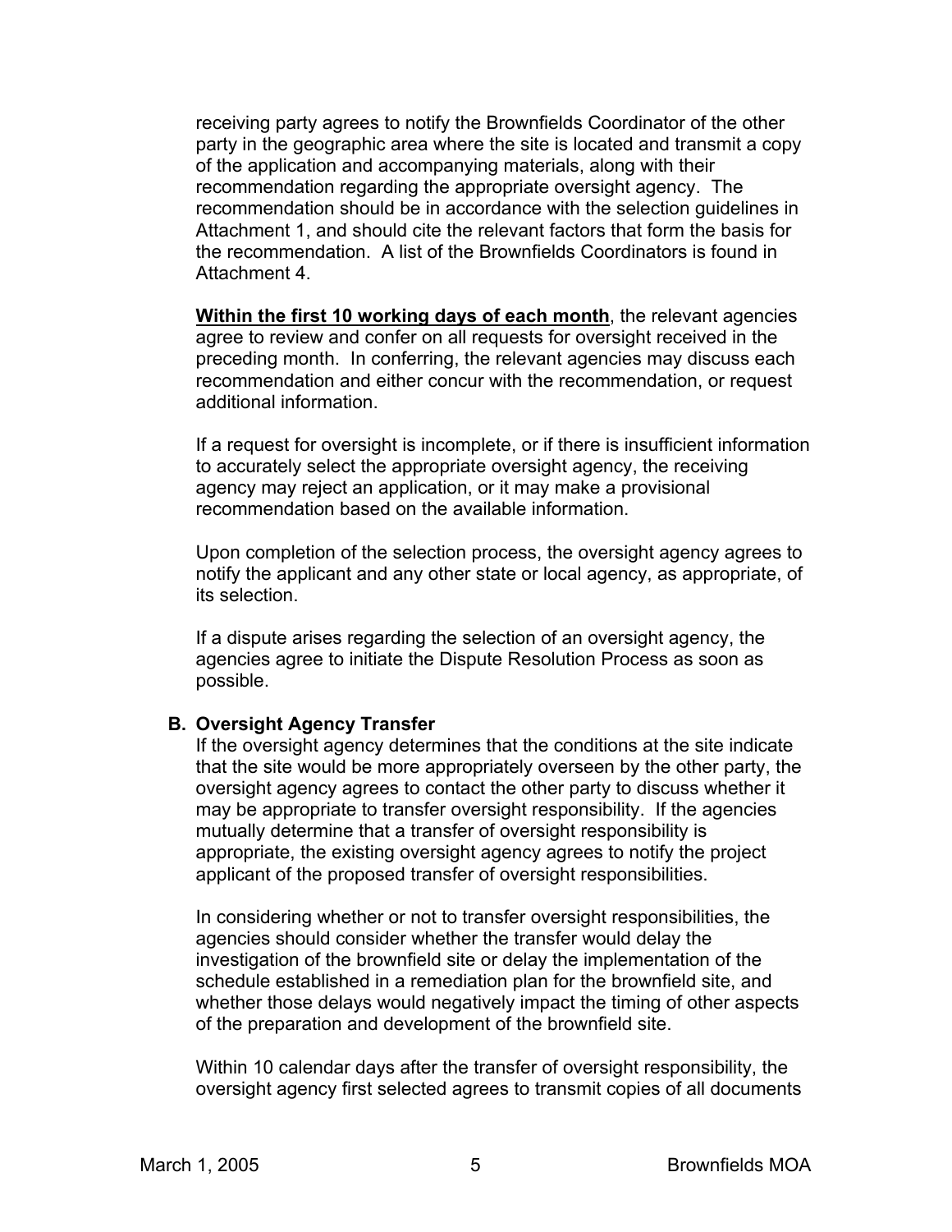receiving party agrees to notify the Brownfields Coordinator of the other party in the geographic area where the site is located and transmit a copy of the application and accompanying materials, along with their recommendation regarding the appropriate oversight agency. The recommendation should be in accordance with the selection guidelines in Attachment 1, and should cite the relevant factors that form the basis for the recommendation. A list of the Brownfields Coordinators is found in Attachment 4.

**Within the first 10 working days of each month**, the relevant agencies agree to review and confer on all requests for oversight received in the preceding month. In conferring, the relevant agencies may discuss each recommendation and either concur with the recommendation, or request additional information.

If a request for oversight is incomplete, or if there is insufficient information to accurately select the appropriate oversight agency, the receiving agency may reject an application, or it may make a provisional recommendation based on the available information.

Upon completion of the selection process, the oversight agency agrees to notify the applicant and any other state or local agency, as appropriate, of its selection.

If a dispute arises regarding the selection of an oversight agency, the agencies agree to initiate the Dispute Resolution Process as soon as possible.

### B. Oversight Agency Transfer

If the oversight agency determines that the conditions at the site indicate that the site would be more appropriately overseen by the other party, the oversight agency agrees to contact the other party to discuss whether it may be appropriate to transfer oversight responsibility. If the agencies mutually determine that a transfer of oversight responsibility is appropriate, the existing oversight agency agrees to notify the project applicant of the proposed transfer of oversight responsibilities.

In considering whether or not to transfer oversight responsibilities, the agencies should consider whether the transfer would delay the investigation of the brownfield site or delay the implementation of the schedule established in a remediation plan for the brownfield site, and whether those delays would negatively impact the timing of other aspects of the preparation and development of the brownfield site.

Within 10 calendar days after the transfer of oversight responsibility, the oversight agency first selected agrees to transmit copies of all documents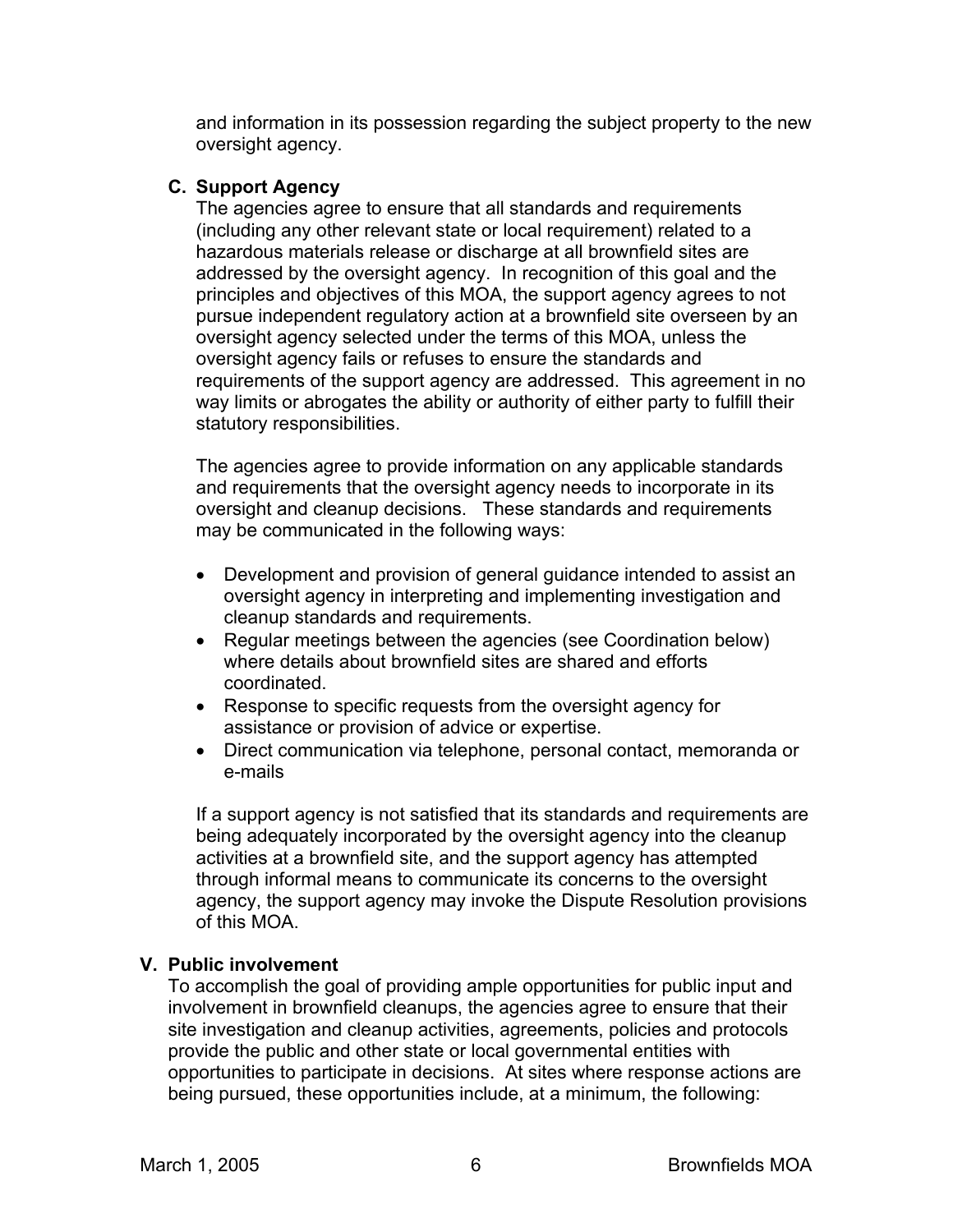and information in its possession regarding the subject property to the new oversight agency.

### C. Support Agency

The agencies agree to ensure that all standards and requirements (including any other relevant state or local requirement) related to a hazardous materials release or discharge at all brownfield sites are addressed by the oversight agency. In recognition of this goal and the principles and objectives of this MOA, the support agency agrees to not pursue independent regulatory action at a brownfield site overseen by an oversight agency selected under the terms of this MOA, unless the oversight agency fails or refuses to ensure the standards and requirements of the support agency are addressed. This agreement in no way limits or abrogates the ability or authority of either party to fulfill their statutory responsibilities.

The agencies agree to provide information on any applicable standards and requirements that the oversight agency needs to incorporate in its oversight and cleanup decisions. These standards and requirements may be communicated in the following ways:

- Development and provision of general guidance intended to assist an oversight agency in interpreting and implementing investigation and cleanup standards and requirements.
- Regular meetings between the agencies (see Coordination below) where details about brownfield sites are shared and efforts coordinated.
- Response to specific requests from the oversight agency for assistance or provision of advice or expertise.
- Direct communication via telephone, personal contact, memoranda or e-mails

If a support agency is not satisfied that its standards and requirements are being adequately incorporated by the oversight agency into the cleanup activities at a brownfield site, and the support agency has attempted through informal means to communicate its concerns to the oversight agency, the support agency may invoke the Dispute Resolution provisions of this MOA.

## V. Public involvement

To accomplish the goal of providing ample opportunities for public input and involvement in brownfield cleanups, the agencies agree to ensure that their site investigation and cleanup activities, agreements, policies and protocols provide the public and other state or local governmental entities with opportunities to participate in decisions. At sites where response actions are being pursued, these opportunities include, at a minimum, the following: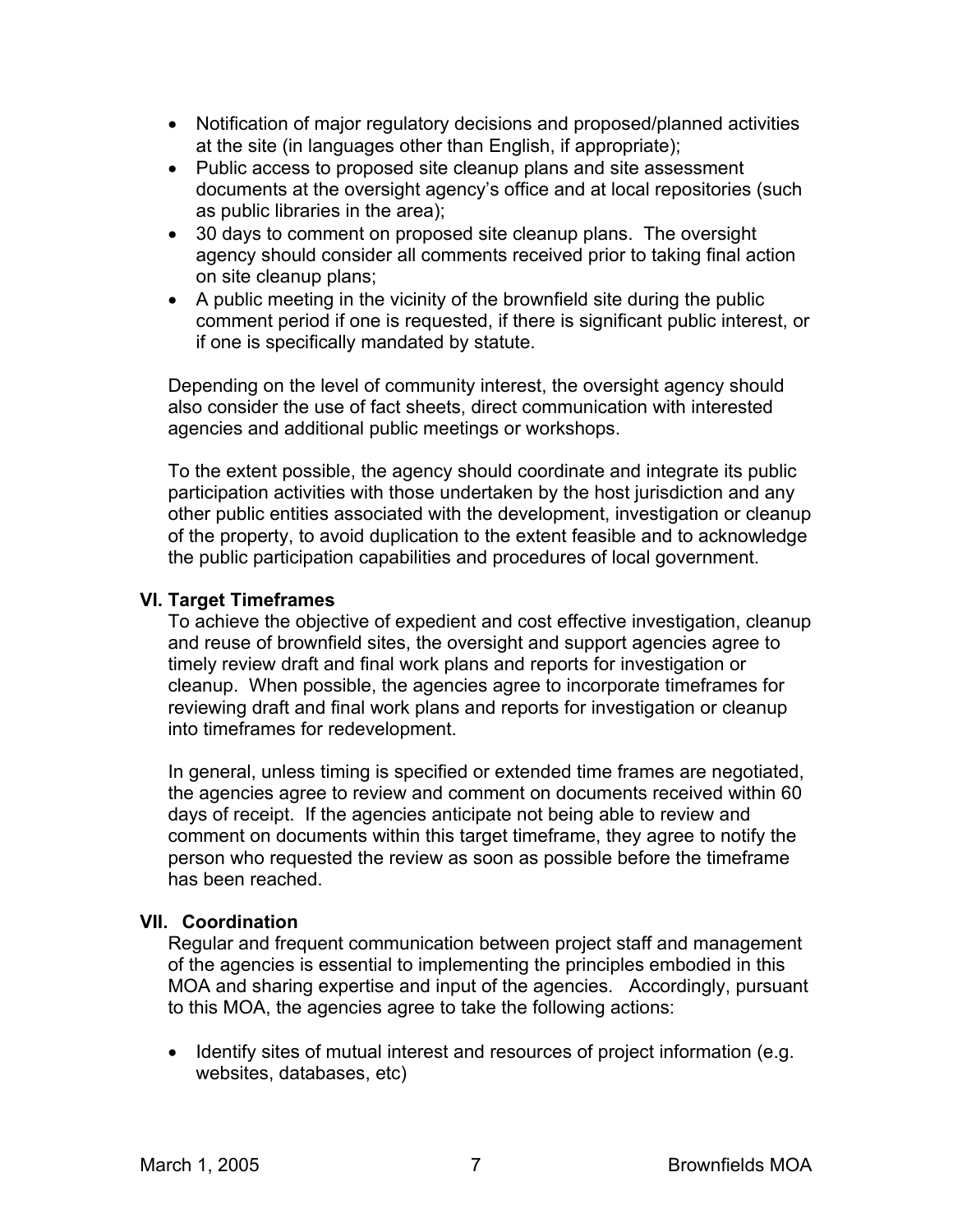- Notification of major regulatory decisions and proposed/planned activities at the site (in languages other than English, if appropriate);
- Public access to proposed site cleanup plans and site assessment documents at the oversight agency's office and at local repositories (such as public libraries in the area);
- 30 days to comment on proposed site cleanup plans. The oversight agency should consider all comments received prior to taking final action on site cleanup plans;
- A public meeting in the vicinity of the brownfield site during the public comment period if one is requested, if there is significant public interest, or if one is specifically mandated by statute.

Depending on the level of community interest, the oversight agency should also consider the use of fact sheets, direct communication with interested agencies and additional public meetings or workshops.

To the extent possible, the agency should coordinate and integrate its public participation activities with those undertaken by the host jurisdiction and any other public entities associated with the development, investigation or cleanup of the property, to avoid duplication to the extent feasible and to acknowledge the public participation capabilities and procedures of local government.

**VI. Target Timeframes**

To achieve the objective of expedient and cost effective investigation, cleanup and reuse of brownfield sites, the oversight and support agencies agree to timely review draft and final work plans and reports for investigation or cleanup. When possible, the agencies agree to incorporate timeframes for reviewing draft and final work plans and reports for investigation or cleanup into timeframes for redevelopment.

In general, unless timing is specified or extended time frames are negotiated, the agencies agree to review and comment on documents received within 60 days of receipt. If the agencies anticipate not being able to review and comment on documents within this target timeframe, they agree to notify the person who requested the review as soon as possible before the timeframe has been reached.

**VII. Coordination**

Regular and frequent communication between project staff and management of the agencies is essential to implementing the principles embodied in this MOA and sharing expertise and input of the agencies. Accordingly, pursuant to this MOA, the agencies agree to take the following actions:

- Identify sites of mutual interest and resources of project information (e.g. websites, databases, etc)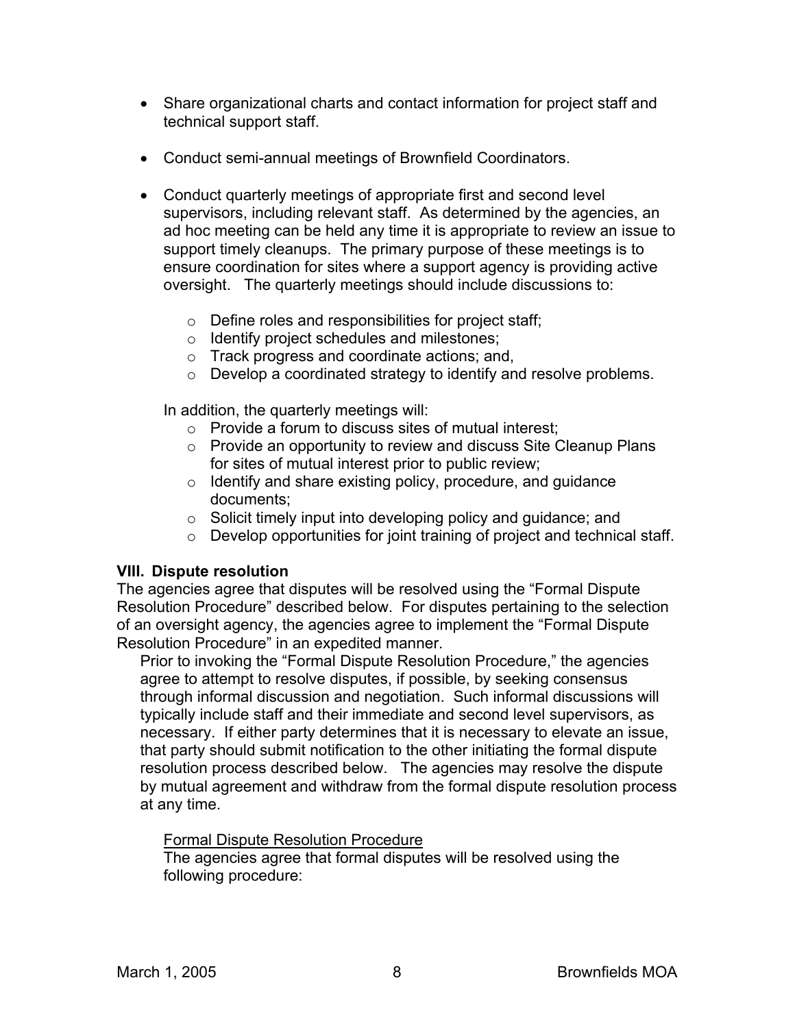- Share organizational charts and contact information for project staff and technical support staff.

- Conduct semi-annual meetings of Brownfield Coordinators.

- Conduct quarterly meetings of appropriate first and second level supervisors, including relevant staff. As determined by the agencies, an ad hoc meeting can be held any time it is appropriate to review an issue to support timely cleanups. The primary purpose of these meetings is to ensure coordination for sites where a support agency is providing active oversight. The quarterly meetings should include discussions to:

  - Define roles and responsibilities for project staff;
  - Identify project schedules and milestones;
  - Track progress and coordinate actions; and,
  - Develop a coordinated strategy to identify and resolve problems.

  In addition, the quarterly meetings will:
  - Provide a forum to discuss sites of mutual interest;
  - Provide an opportunity to review and discuss Site Cleanup Plans for sites of mutual interest prior to public review;
  - Identify and share existing policy, procedure, and guidance documents;
  - Solicit timely input into developing policy and guidance; and
  - Develop opportunities for joint training of project and technical staff.

**VIII. Dispute resolution**

The agencies agree that disputes will be resolved using the "Formal Dispute Resolution Procedure" described below. For disputes pertaining to the selection of an oversight agency, the agencies agree to implement the "Formal Dispute Resolution Procedure" in an expedited manner.

Prior to invoking the "Formal Dispute Resolution Procedure," the agencies agree to attempt to resolve disputes, if possible, by seeking consensus through informal discussion and negotiation. Such informal discussions will typically include staff and their immediate and second level supervisors, as necessary. If either party determines that it is necessary to elevate an issue, that party should submit notification to the other initiating the formal dispute resolution process described below. The agencies may resolve the dispute by mutual agreement and withdraw from the formal dispute resolution process at any time.

<u>Formal Dispute Resolution Procedure</u>

The agencies agree that formal disputes will be resolved using the following procedure: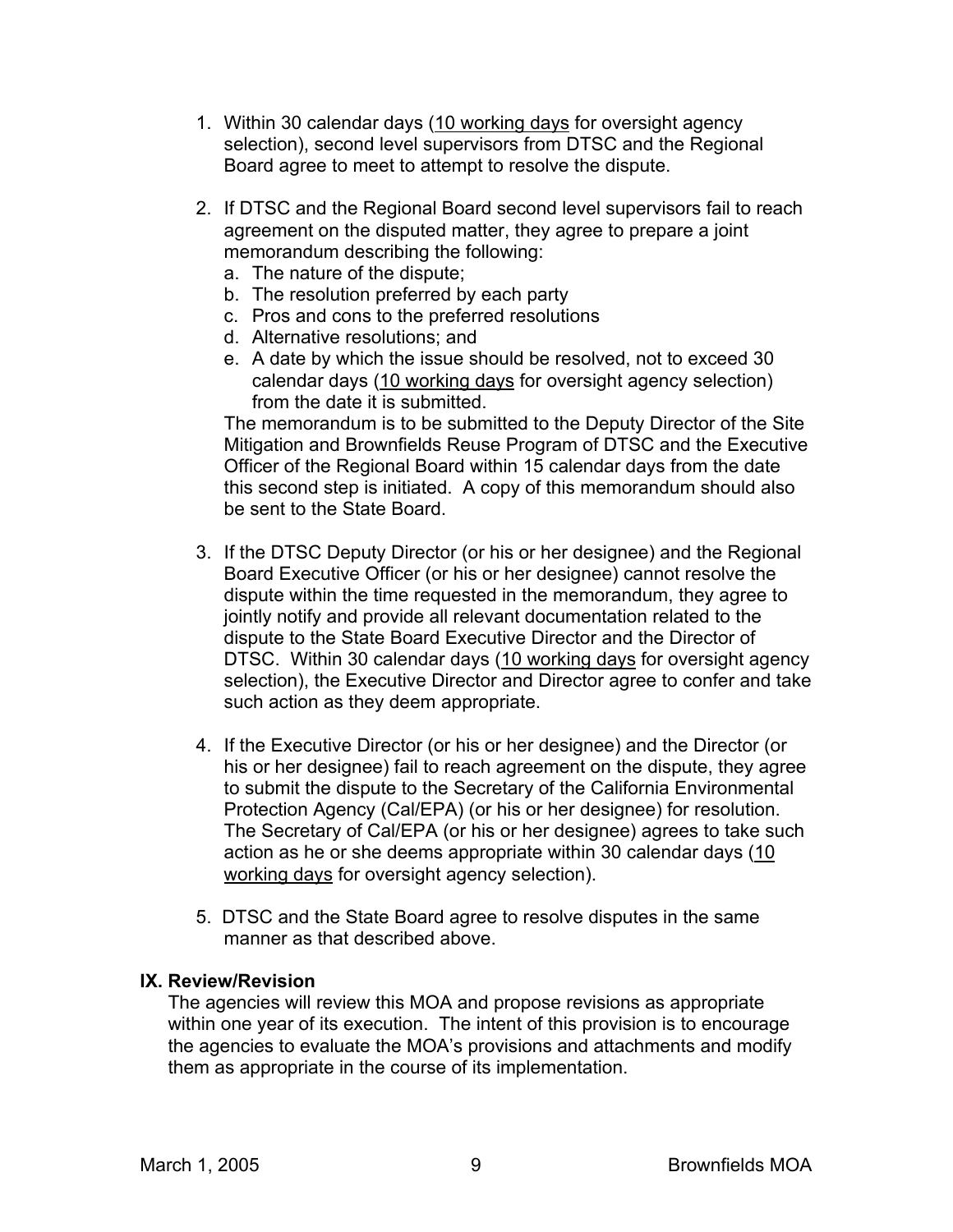1. Within 30 calendar days (<u>10 working days</u> for oversight agency selection), second level supervisors from DTSC and the Regional Board agree to meet to attempt to resolve the dispute.

2. If DTSC and the Regional Board second level supervisors fail to reach agreement on the disputed matter, they agree to prepare a joint memorandum describing the following:
   a. The nature of the dispute;
   b. The resolution preferred by each party
   c. Pros and cons to the preferred resolutions
   d. Alternative resolutions; and
   e. A date by which the issue should be resolved, not to exceed 30 calendar days (<u>10 working days</u> for oversight agency selection) from the date it is submitted.

   The memorandum is to be submitted to the Deputy Director of the Site Mitigation and Brownfields Reuse Program of DTSC and the Executive Officer of the Regional Board within 15 calendar days from the date this second step is initiated. A copy of this memorandum should also be sent to the State Board.

3. If the DTSC Deputy Director (or his or her designee) and the Regional Board Executive Officer (or his or her designee) cannot resolve the dispute within the time requested in the memorandum, they agree to jointly notify and provide all relevant documentation related to the dispute to the State Board Executive Director and the Director of DTSC. Within 30 calendar days (<u>10 working days</u> for oversight agency selection), the Executive Director and Director agree to confer and take such action as they deem appropriate.

4. If the Executive Director (or his or her designee) and the Director (or his or her designee) fail to reach agreement on the dispute, they agree to submit the dispute to the Secretary of the California Environmental Protection Agency (Cal/EPA) (or his or her designee) for resolution. The Secretary of Cal/EPA (or his or her designee) agrees to take such action as he or she deems appropriate within 30 calendar days (<u>10 working days</u> for oversight agency selection).

5. DTSC and the State Board agree to resolve disputes in the same manner as that described above.

### IX. Review/Revision

The agencies will review this MOA and propose revisions as appropriate within one year of its execution. The intent of this provision is to encourage the agencies to evaluate the MOA's provisions and attachments and modify them as appropriate in the course of its implementation.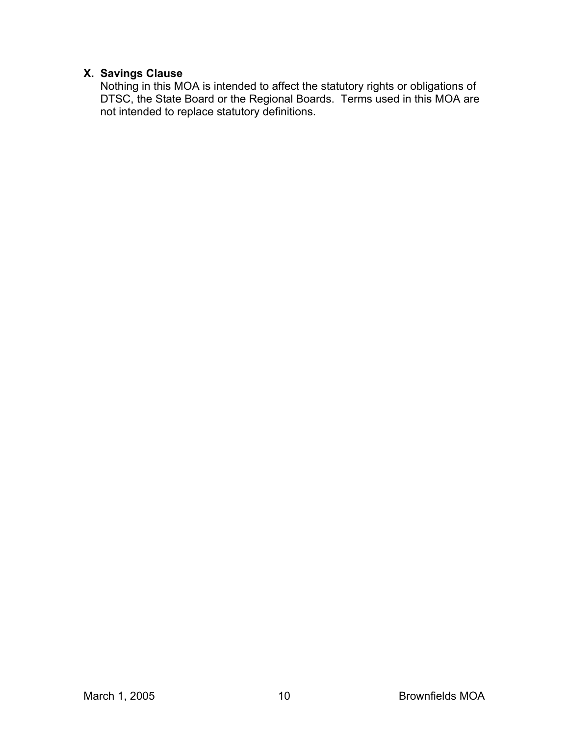## X. Savings Clause

Nothing in this MOA is intended to affect the statutory rights or obligations of DTSC, the State Board or the Regional Boards. Terms used in this MOA are not intended to replace statutory definitions.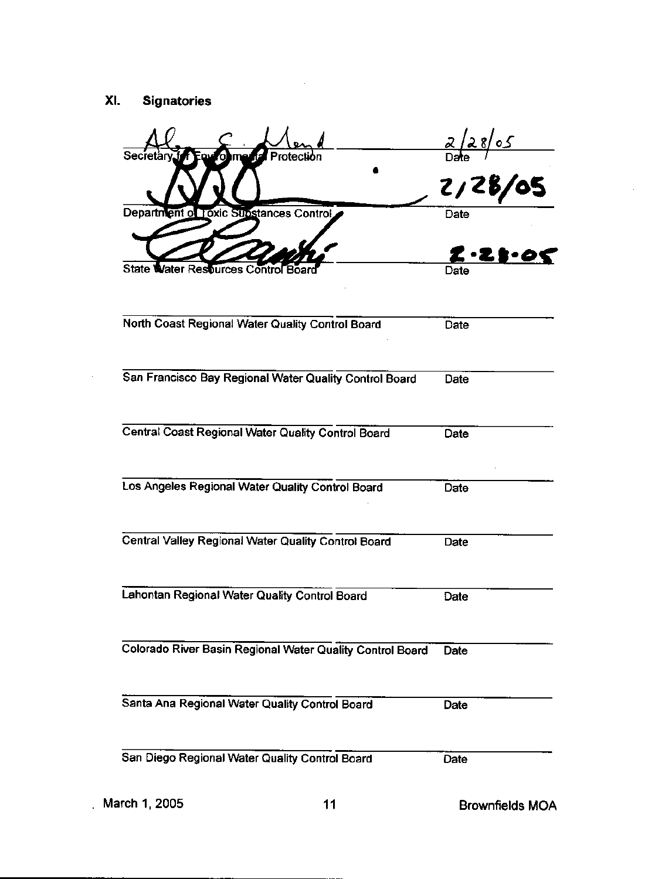## XI. Signatories

| Signatory | Date |
| --- | --- |
| Secretary for Environmental Protection | 2/28/05 |
| Department of Toxic Substances Control | 2/28/05 |
| State Water Resources Control Board | 2.28.05 |
| North Coast Regional Water Quality Control Board | |
| San Francisco Bay Regional Water Quality Control Board | |
| Central Coast Regional Water Quality Control Board | |
| Los Angeles Regional Water Quality Control Board | |
| Central Valley Regional Water Quality Control Board | |
| Lahontan Regional Water Quality Control Board | |
| Colorado River Basin Regional Water Quality Control Board | |
| Santa Ana Regional Water Quality Control Board | |
| San Diego Regional Water Quality Control Board | |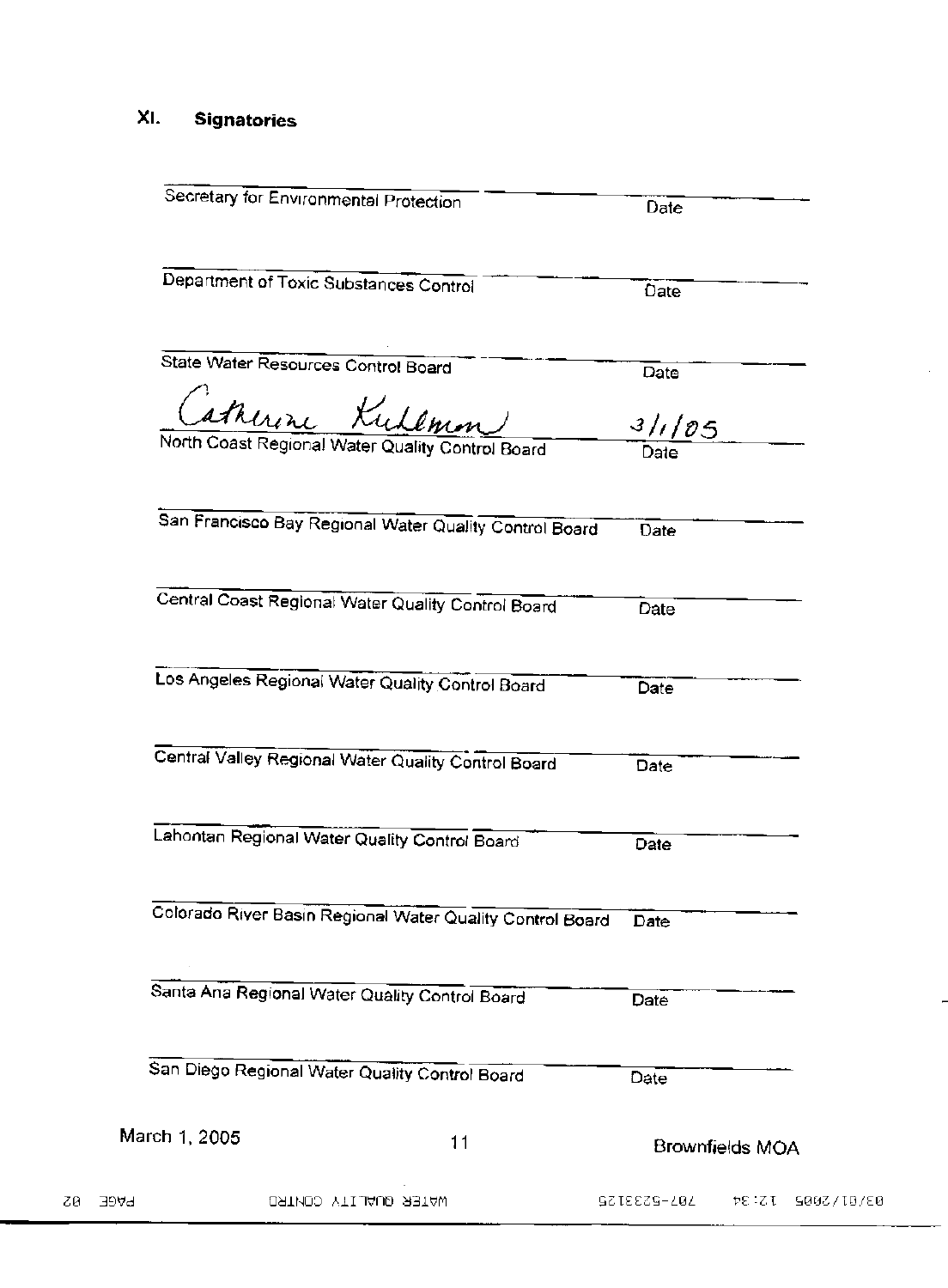## XI. Signatories

_______________________________________ _______________
Secretary for Environmental Protection Date

_______________________________________ _______________
Department of Toxic Substances Control Date

_______________________________________ _______________
State Water Resources Control Board Date

Catherine Kuhlman 3/1/05
_______________________________________ _______________
North Coast Regional Water Quality Control Board Date

_______________________________________ _______________
San Francisco Bay Regional Water Quality Control Board Date

_______________________________________ _______________
Central Coast Regional Water Quality Control Board Date

_______________________________________ _______________
Los Angeles Regional Water Quality Control Board Date

_______________________________________ _______________
Central Valley Regional Water Quality Control Board Date

_______________________________________ _______________
Lahontan Regional Water Quality Control Board Date

_______________________________________ _______________
Colorado River Basin Regional Water Quality Control Board Date

_______________________________________ _______________
Santa Ana Regional Water Quality Control Board Date

_______________________________________ _______________
San Diego Regional Water Quality Control Board Date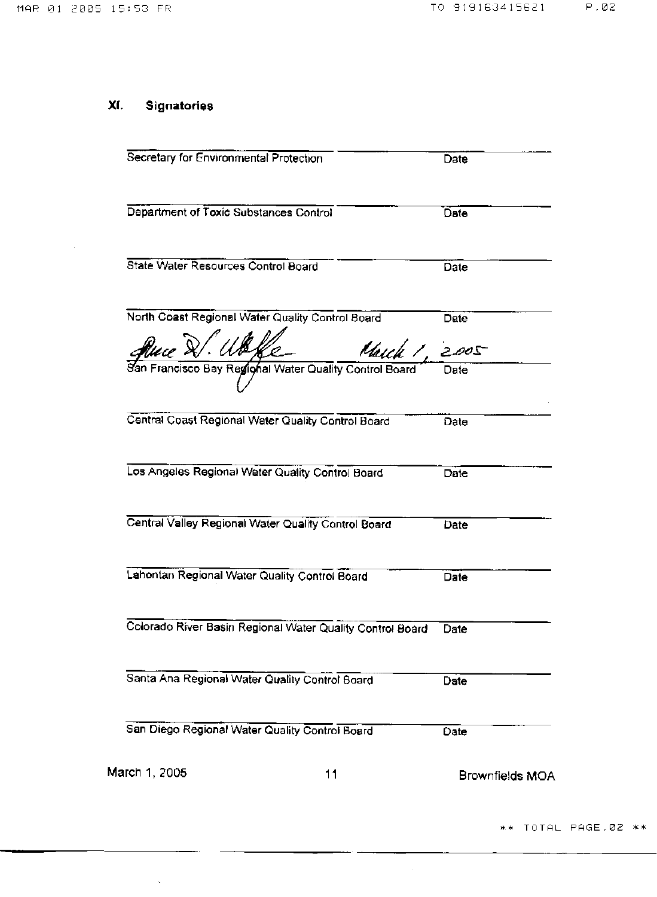## XI. Signatories

| | |
|---|---|
| Secretary for Environmental Protection | Date |
| Department of Toxic Substances Control | Date |
| State Water Resources Control Board | Date |
| North Coast Regional Water Quality Control Board | Date |
| Bruce H. Wolfe — San Francisco Bay Regional Water Quality Control Board | March 1, 2005 — Date |
| Central Coast Regional Water Quality Control Board | Date |
| Los Angeles Regional Water Quality Control Board | Date |
| Central Valley Regional Water Quality Control Board | Date |
| Lahontan Regional Water Quality Control Board | Date |
| Colorado River Basin Regional Water Quality Control Board | Date |
| Santa Ana Regional Water Quality Control Board | Date |
| San Diego Regional Water Quality Control Board | Date |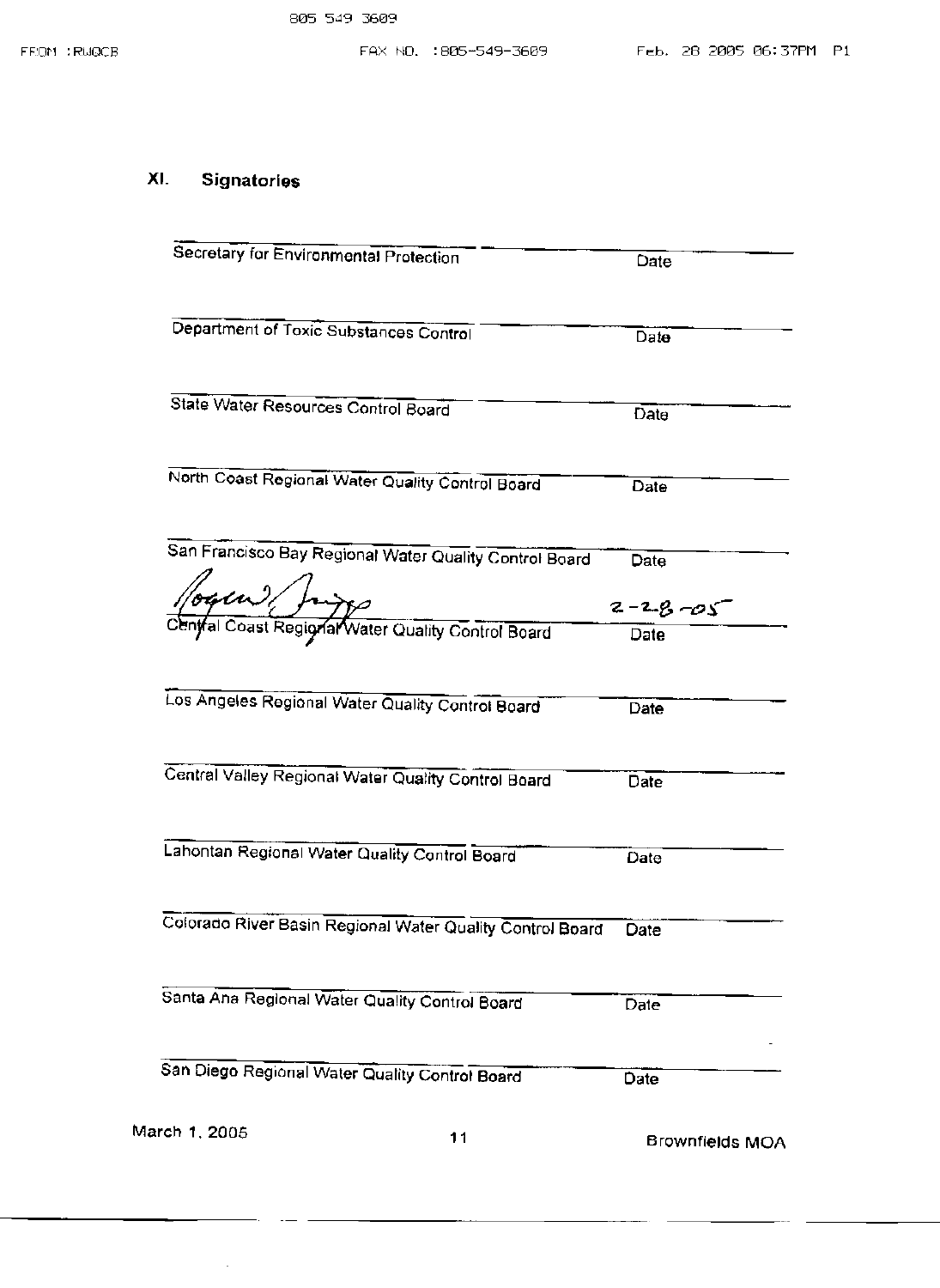## XI. Signatories

| | |
|---|---|
| Secretary for Environmental Protection | Date |
| Department of Toxic Substances Control | Date |
| State Water Resources Control Board | Date |
| North Coast Regional Water Quality Control Board | Date |
| San Francisco Bay Regional Water Quality Control Board | Date |
| Roger W. Briggs (signature) | 2-28-05 |
| Central Coast Regional Water Quality Control Board | Date |
| Los Angeles Regional Water Quality Control Board | Date |
| Central Valley Regional Water Quality Control Board | Date |
| Lahontan Regional Water Quality Control Board | Date |
| Colorado River Basin Regional Water Quality Control Board | Date |
| Santa Ana Regional Water Quality Control Board | Date |
| San Diego Regional Water Quality Control Board | Date |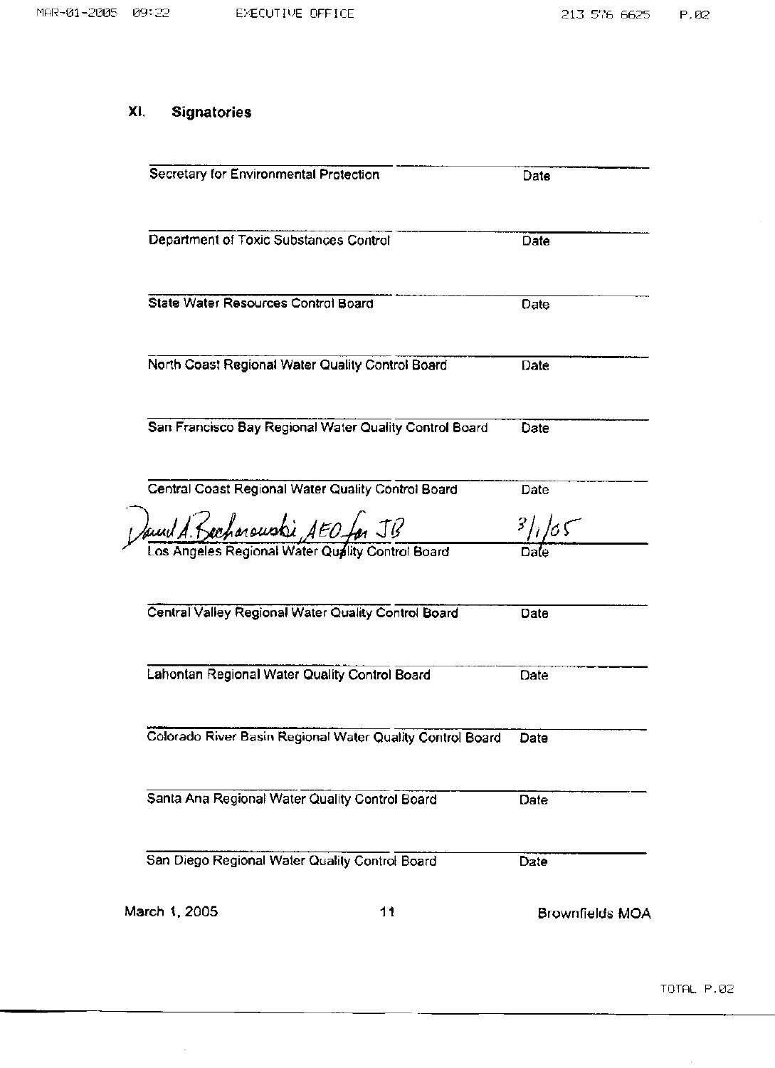## XI. Signatories

| | |
|---|---|
| Secretary for Environmental Protection | Date |
| Department of Toxic Substances Control | Date |
| State Water Resources Control Board | Date |
| North Coast Regional Water Quality Control Board | Date |
| San Francisco Bay Regional Water Quality Control Board | Date |
| Central Coast Regional Water Quality Control Board | Date |
| David A. Bacharowski, AEO for JB | 3/1/05 |
| Los Angeles Regional Water Quality Control Board | Date |
| Central Valley Regional Water Quality Control Board | Date |
| Lahontan Regional Water Quality Control Board | Date |
| Colorado River Basin Regional Water Quality Control Board | Date |
| Santa Ana Regional Water Quality Control Board | Date |
| San Diego Regional Water Quality Control Board | Date |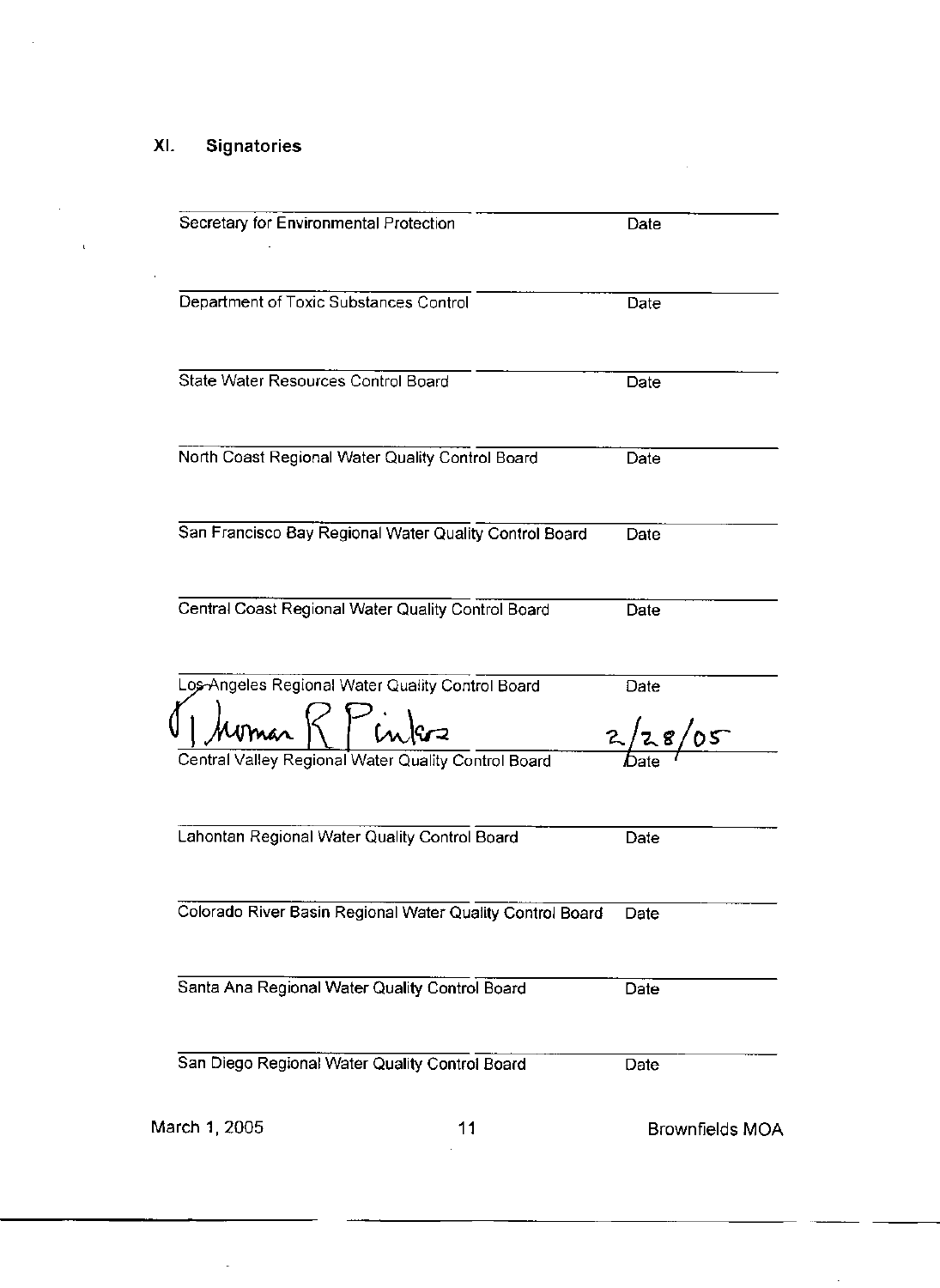## XI. Signatories

| | |
|---|---|
| ______________________________ | ______________ |
| Secretary for Environmental Protection | Date |
| ______________________________ | ______________ |
| Department of Toxic Substances Control | Date |
| ______________________________ | ______________ |
| State Water Resources Control Board | Date |
| ______________________________ | ______________ |
| North Coast Regional Water Quality Control Board | Date |
| ______________________________ | ______________ |
| San Francisco Bay Regional Water Quality Control Board | Date |
| ______________________________ | ______________ |
| Central Coast Regional Water Quality Control Board | Date |
| ______________________________ | ______________ |
| Los Angeles Regional Water Quality Control Board | Date |
| Thomas R Pinkos | 2/28/05 |
| Central Valley Regional Water Quality Control Board | Date |
| ______________________________ | ______________ |
| Lahontan Regional Water Quality Control Board | Date |
| ______________________________ | ______________ |
| Colorado River Basin Regional Water Quality Control Board | Date |
| ______________________________ | ______________ |
| Santa Ana Regional Water Quality Control Board | Date |
| ______________________________ | ______________ |
| San Diego Regional Water Quality Control Board | Date |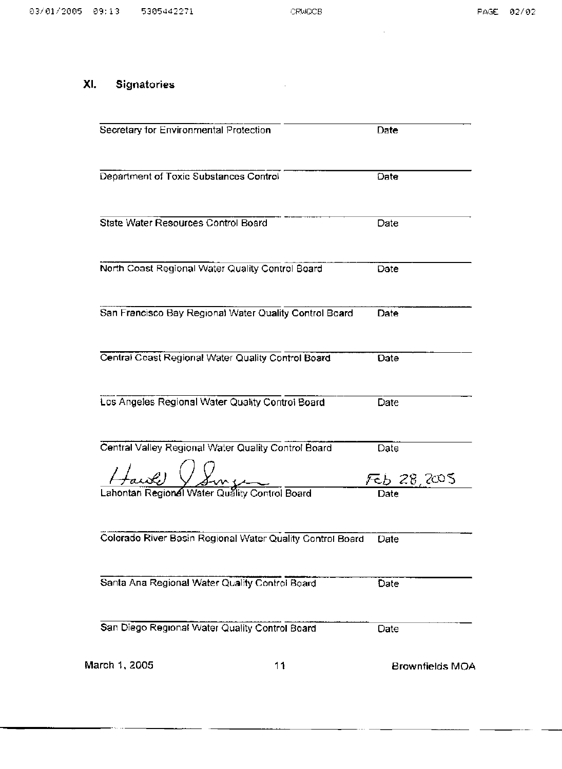## XI. Signatories

| | |
|---|---|
| Secretary for Environmental Protection | Date |
| Department of Toxic Substances Control | Date |
| State Water Resources Control Board | Date |
| North Coast Regional Water Quality Control Board | Date |
| San Francisco Bay Regional Water Quality Control Board | Date |
| Central Coast Regional Water Quality Control Board | Date |
| Los Angeles Regional Water Quality Control Board | Date |
| Central Valley Regional Water Quality Control Board | Date |
| Harold J Singer | Feb 28, 2005 |
| Lahontan Regional Water Quality Control Board | Date |
| Colorado River Basin Regional Water Quality Control Board | Date |
| Santa Ana Regional Water Quality Control Board | Date |
| San Diego Regional Water Quality Control Board | Date |

March 1, 2005 Brownfields MOA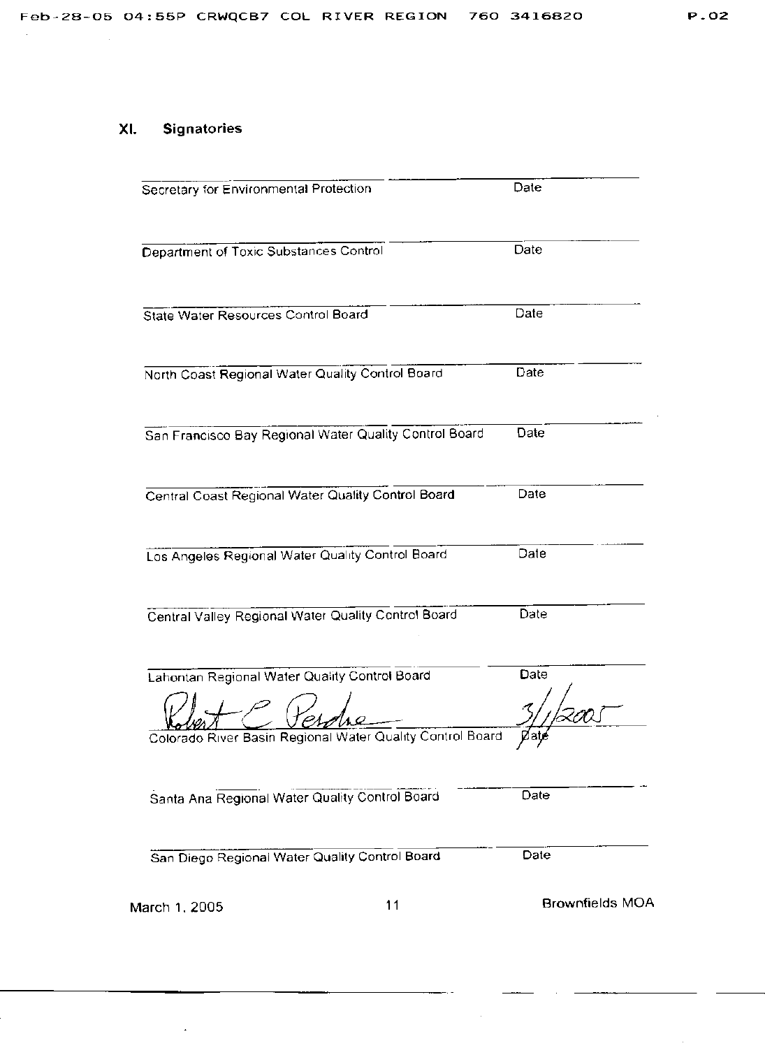## XI. Signatories

______________________________ ______________
Secretary for Environmental Protection Date

______________________________ ______________
Department of Toxic Substances Control Date

______________________________ ______________
State Water Resources Control Board Date

______________________________ ______________
North Coast Regional Water Quality Control Board Date

______________________________ ______________
San Francisco Bay Regional Water Quality Control Board Date

______________________________ ______________
Central Coast Regional Water Quality Control Board Date

______________________________ ______________
Los Angeles Regional Water Quality Control Board Date

______________________________ ______________
Central Valley Regional Water Quality Control Board Date

______________________________ ______________
Lahontan Regional Water Quality Control Board Date

Robert C Perdue 3/1/2005
Colorado River Basin Regional Water Quality Control Board Date

______________________________ ______________
Santa Ana Regional Water Quality Control Board Date

______________________________ ______________
San Diego Regional Water Quality Control Board Date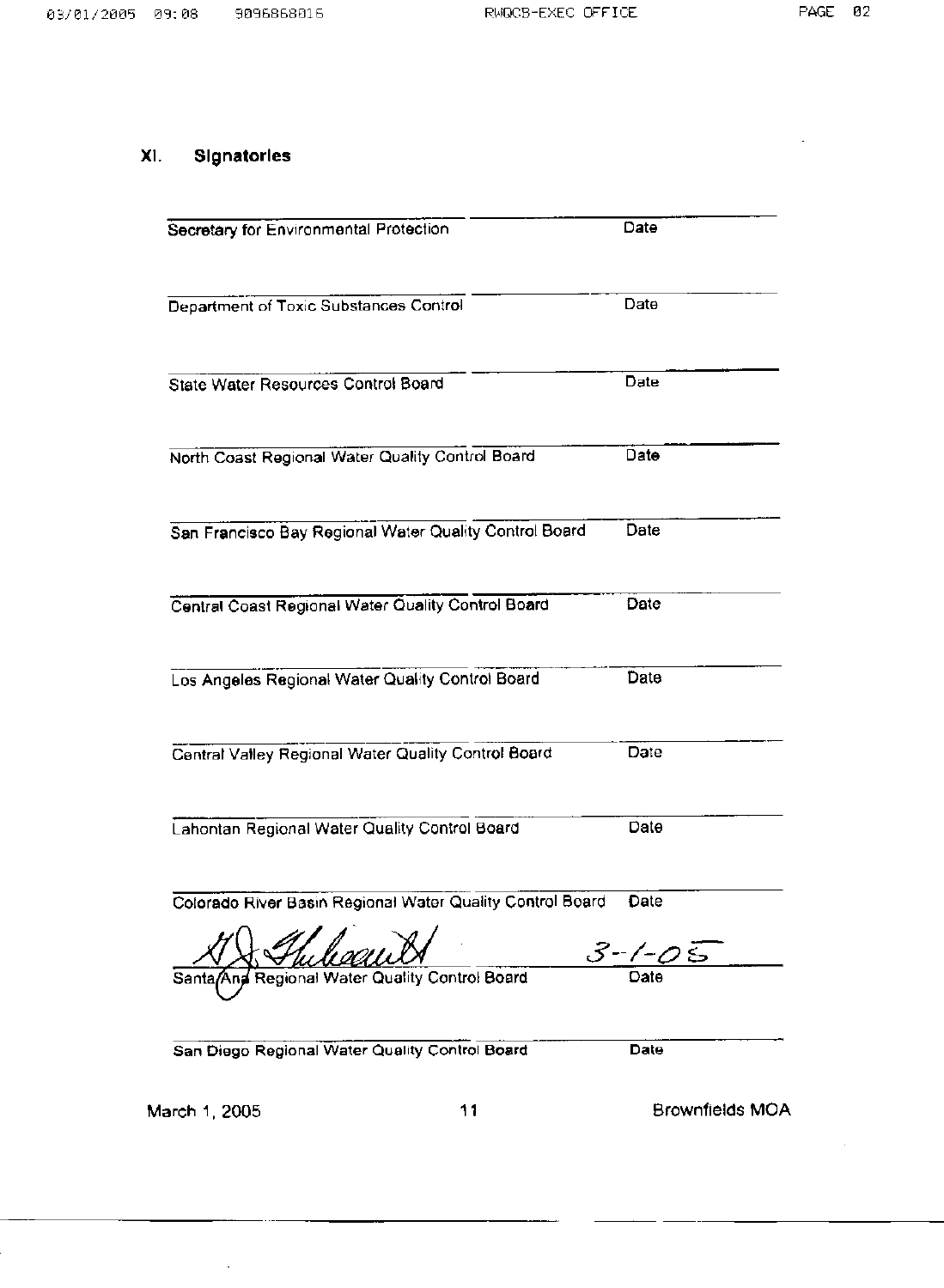## XI. Signatories

\_\_\_\_\_\_\_\_\_\_\_\_\_\_\_\_\_\_\_\_\_\_\_\_\_\_\_\_\_\_\_\_\_\_\_\_\_\_\_\_ \_\_\_\_\_\_\_\_\_\_\_\_\_\_\_\_
Secretary for Environmental Protection — Date

\_\_\_\_\_\_\_\_\_\_\_\_\_\_\_\_\_\_\_\_\_\_\_\_\_\_\_\_\_\_\_\_\_\_\_\_\_\_\_\_ \_\_\_\_\_\_\_\_\_\_\_\_\_\_\_\_
Department of Toxic Substances Control — Date

\_\_\_\_\_\_\_\_\_\_\_\_\_\_\_\_\_\_\_\_\_\_\_\_\_\_\_\_\_\_\_\_\_\_\_\_\_\_\_\_ \_\_\_\_\_\_\_\_\_\_\_\_\_\_\_\_
State Water Resources Control Board — Date

\_\_\_\_\_\_\_\_\_\_\_\_\_\_\_\_\_\_\_\_\_\_\_\_\_\_\_\_\_\_\_\_\_\_\_\_\_\_\_\_ \_\_\_\_\_\_\_\_\_\_\_\_\_\_\_\_
North Coast Regional Water Quality Control Board — Date

\_\_\_\_\_\_\_\_\_\_\_\_\_\_\_\_\_\_\_\_\_\_\_\_\_\_\_\_\_\_\_\_\_\_\_\_\_\_\_\_ \_\_\_\_\_\_\_\_\_\_\_\_\_\_\_\_
San Francisco Bay Regional Water Quality Control Board — Date

\_\_\_\_\_\_\_\_\_\_\_\_\_\_\_\_\_\_\_\_\_\_\_\_\_\_\_\_\_\_\_\_\_\_\_\_\_\_\_\_ \_\_\_\_\_\_\_\_\_\_\_\_\_\_\_\_
Central Coast Regional Water Quality Control Board — Date

\_\_\_\_\_\_\_\_\_\_\_\_\_\_\_\_\_\_\_\_\_\_\_\_\_\_\_\_\_\_\_\_\_\_\_\_\_\_\_\_ \_\_\_\_\_\_\_\_\_\_\_\_\_\_\_\_
Los Angeles Regional Water Quality Control Board — Date

\_\_\_\_\_\_\_\_\_\_\_\_\_\_\_\_\_\_\_\_\_\_\_\_\_\_\_\_\_\_\_\_\_\_\_\_\_\_\_\_ \_\_\_\_\_\_\_\_\_\_\_\_\_\_\_\_
Central Valley Regional Water Quality Control Board — Date

\_\_\_\_\_\_\_\_\_\_\_\_\_\_\_\_\_\_\_\_\_\_\_\_\_\_\_\_\_\_\_\_\_\_\_\_\_\_\_\_ \_\_\_\_\_\_\_\_\_\_\_\_\_\_\_\_
Lahontan Regional Water Quality Control Board — Date

\_\_\_\_\_\_\_\_\_\_\_\_\_\_\_\_\_\_\_\_\_\_\_\_\_\_\_\_\_\_\_\_\_\_\_\_\_\_\_\_ \_\_\_\_\_\_\_\_\_\_\_\_\_\_\_\_
Colorado River Basin Regional Water Quality Control Board — Date

[signature] — 3-1-05
Santa Ana Regional Water Quality Control Board — Date

\_\_\_\_\_\_\_\_\_\_\_\_\_\_\_\_\_\_\_\_\_\_\_\_\_\_\_\_\_\_\_\_\_\_\_\_\_\_\_\_ \_\_\_\_\_\_\_\_\_\_\_\_\_\_\_\_
San Diego Regional Water Quality Control Board — Date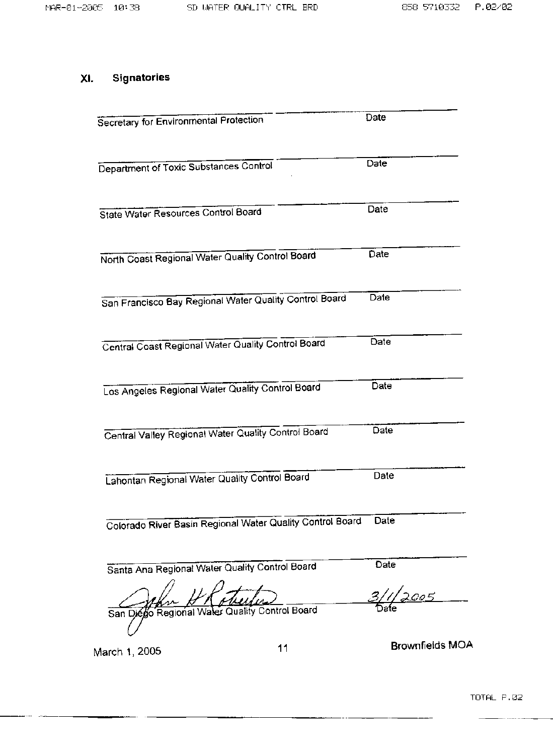## XI. Signatories

______________________________ ______________
Secretary for Environmental Protection — Date

______________________________ ______________
Department of Toxic Substances Control — Date

______________________________ ______________
State Water Resources Control Board — Date

______________________________ ______________
North Coast Regional Water Quality Control Board — Date

______________________________ ______________
San Francisco Bay Regional Water Quality Control Board — Date

______________________________ ______________
Central Coast Regional Water Quality Control Board — Date

______________________________ ______________
Los Angeles Regional Water Quality Control Board — Date

______________________________ ______________
Central Valley Regional Water Quality Control Board — Date

______________________________ ______________
Lahontan Regional Water Quality Control Board — Date

______________________________ ______________
Colorado River Basin Regional Water Quality Control Board — Date

______________________________ ______________
Santa Ana Regional Water Quality Control Board — Date

John H Robertus (signature) — 3/1/2005
San Diego Regional Water Quality Control Board — Date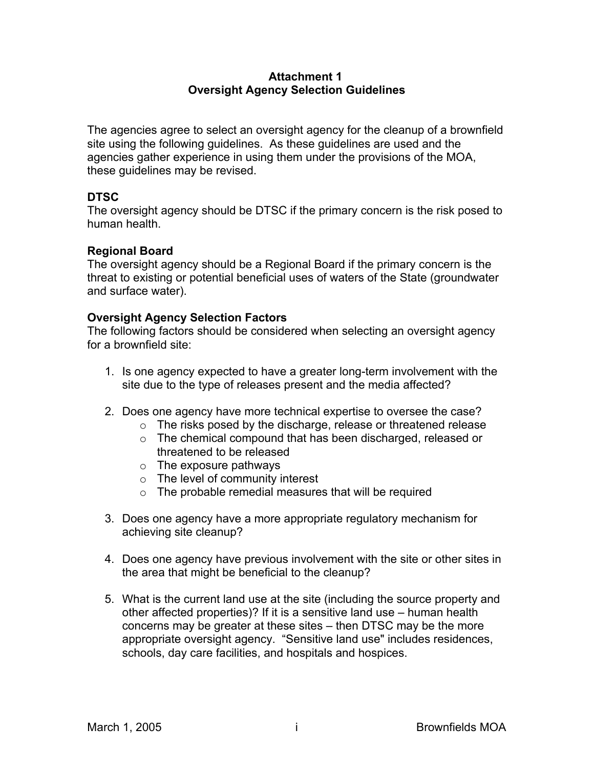# Attachment 1
# Oversight Agency Selection Guidelines

The agencies agree to select an oversight agency for the cleanup of a brownfield site using the following guidelines. As these guidelines are used and the agencies gather experience in using them under the provisions of the MOA, these guidelines may be revised.

**DTSC**

The oversight agency should be DTSC if the primary concern is the risk posed to human health.

**Regional Board**

The oversight agency should be a Regional Board if the primary concern is the threat to existing or potential beneficial uses of waters of the State (groundwater and surface water).

**Oversight Agency Selection Factors**

The following factors should be considered when selecting an oversight agency for a brownfield site:

1. Is one agency expected to have a greater long-term involvement with the site due to the type of releases present and the media affected?

2. Does one agency have more technical expertise to oversee the case?
   - The risks posed by the discharge, release or threatened release
   - The chemical compound that has been discharged, released or threatened to be released
   - The exposure pathways
   - The level of community interest
   - The probable remedial measures that will be required

3. Does one agency have a more appropriate regulatory mechanism for achieving site cleanup?

4. Does one agency have previous involvement with the site or other sites in the area that might be beneficial to the cleanup?

5. What is the current land use at the site (including the source property and other affected properties)? If it is a sensitive land use – human health concerns may be greater at these sites – then DTSC may be the more appropriate oversight agency. "Sensitive land use" includes residences, schools, day care facilities, and hospitals and hospices.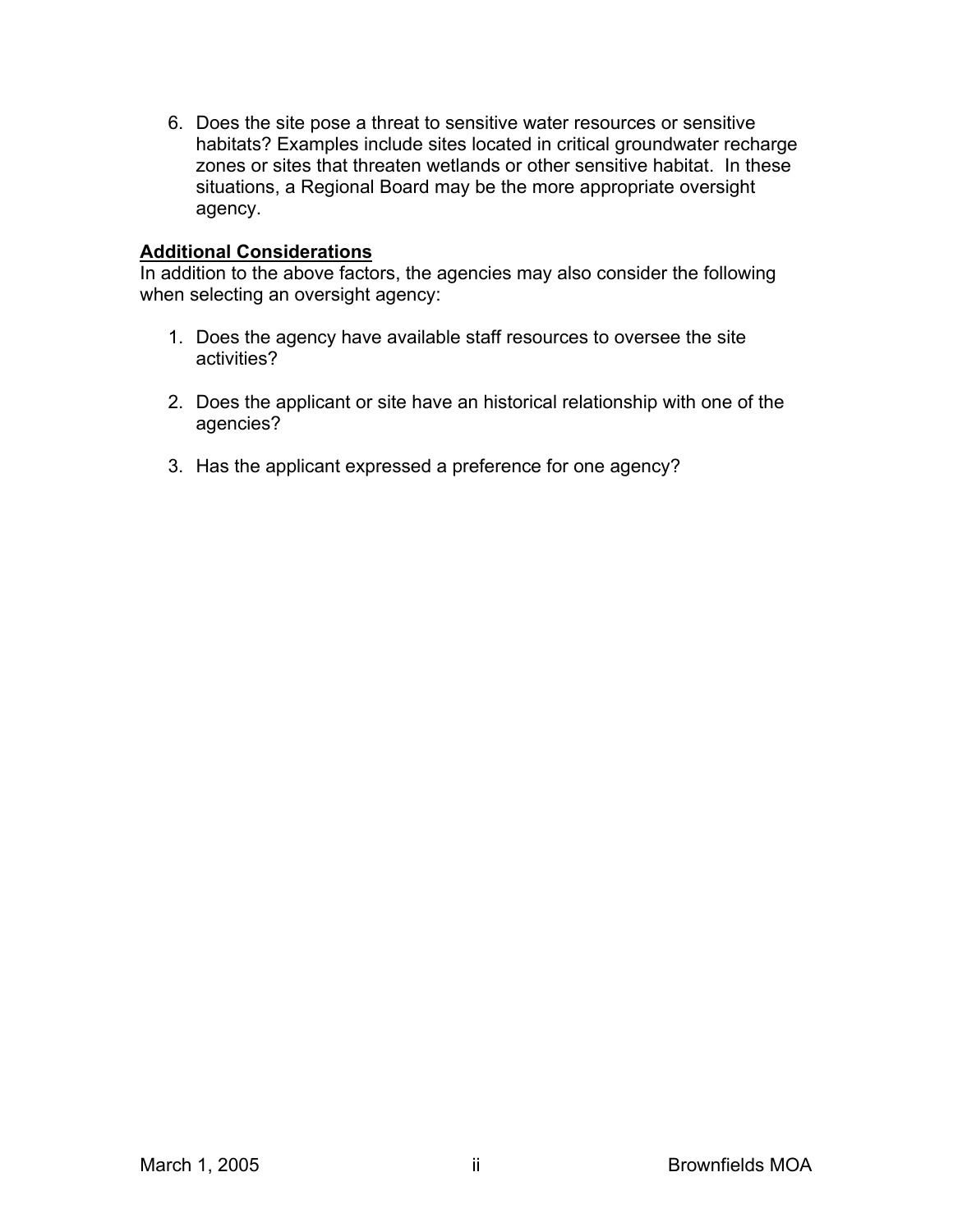6. Does the site pose a threat to sensitive water resources or sensitive habitats? Examples include sites located in critical groundwater recharge zones or sites that threaten wetlands or other sensitive habitat. In these situations, a Regional Board may be the more appropriate oversight agency.

**Additional Considerations**

In addition to the above factors, the agencies may also consider the following when selecting an oversight agency:

1. Does the agency have available staff resources to oversee the site activities?

2. Does the applicant or site have an historical relationship with one of the agencies?

3. Has the applicant expressed a preference for one agency?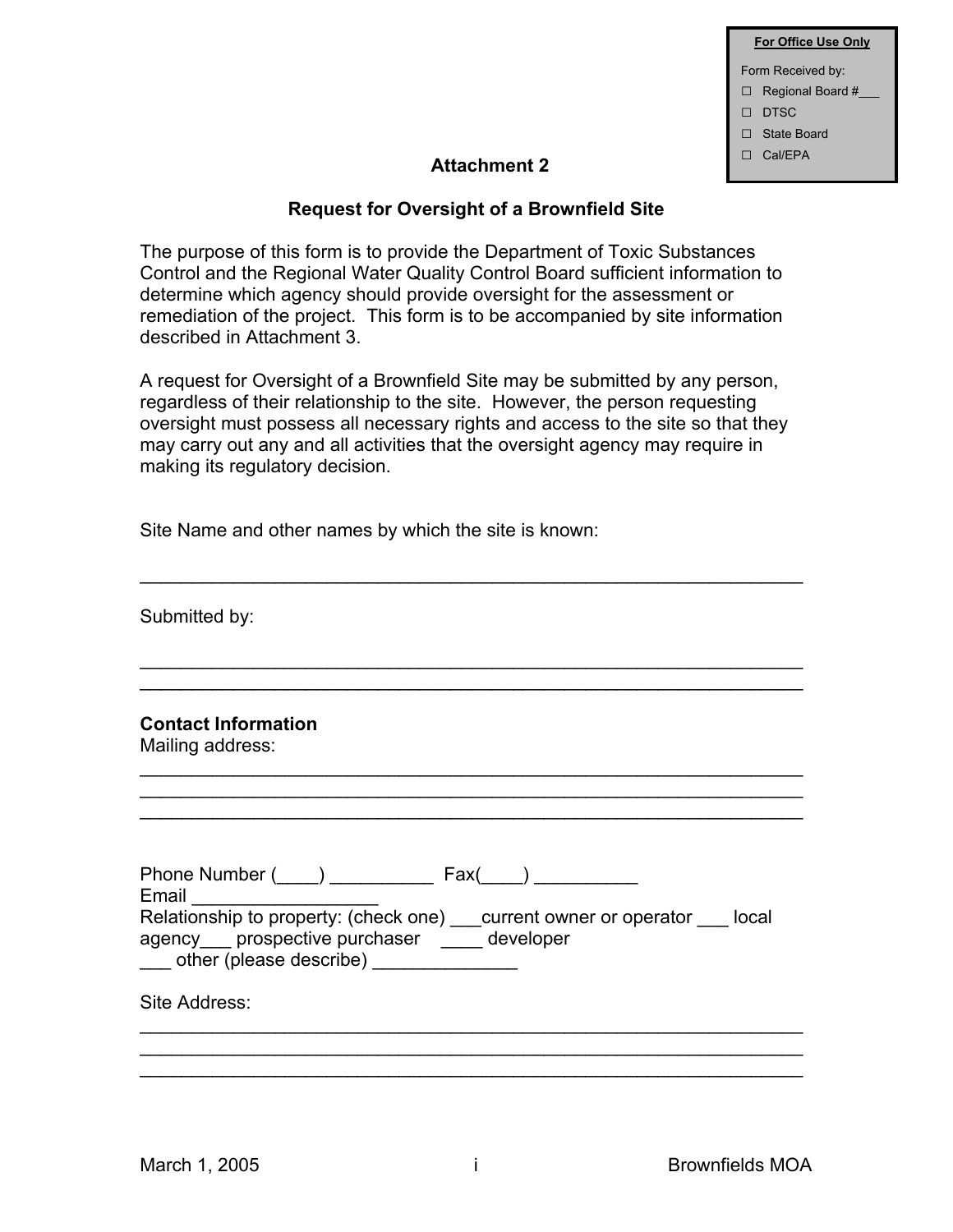**For Office Use Only**

Form Received by:

- ☐ Regional Board #___
- ☐ DTSC
- ☐ State Board
- ☐ Cal/EPA

## Attachment 2

## Request for Oversight of a Brownfield Site

The purpose of this form is to provide the Department of Toxic Substances Control and the Regional Water Quality Control Board sufficient information to determine which agency should provide oversight for the assessment or remediation of the project. This form is to be accompanied by site information described in Attachment 3.

A request for Oversight of a Brownfield Site may be submitted by any person, regardless of their relationship to the site. However, the person requesting oversight must possess all necessary rights and access to the site so that they may carry out any and all activities that the oversight agency may require in making its regulatory decision.

Site Name and other names by which the site is known:

_______________________________________________________________

Submitted by:

_______________________________________________________________
_______________________________________________________________

**Contact Information**
Mailing address:

_______________________________________________________________
_______________________________________________________________
_______________________________________________________________

Phone Number (____) __________ Fax(____) __________
Email __________________
Relationship to property: (check one) ___current owner or operator ___ local agency___ prospective purchaser ____ developer
___ other (please describe) ______________

Site Address:

_______________________________________________________________
_______________________________________________________________
_______________________________________________________________

March 1, 2005 | Brownfields MOA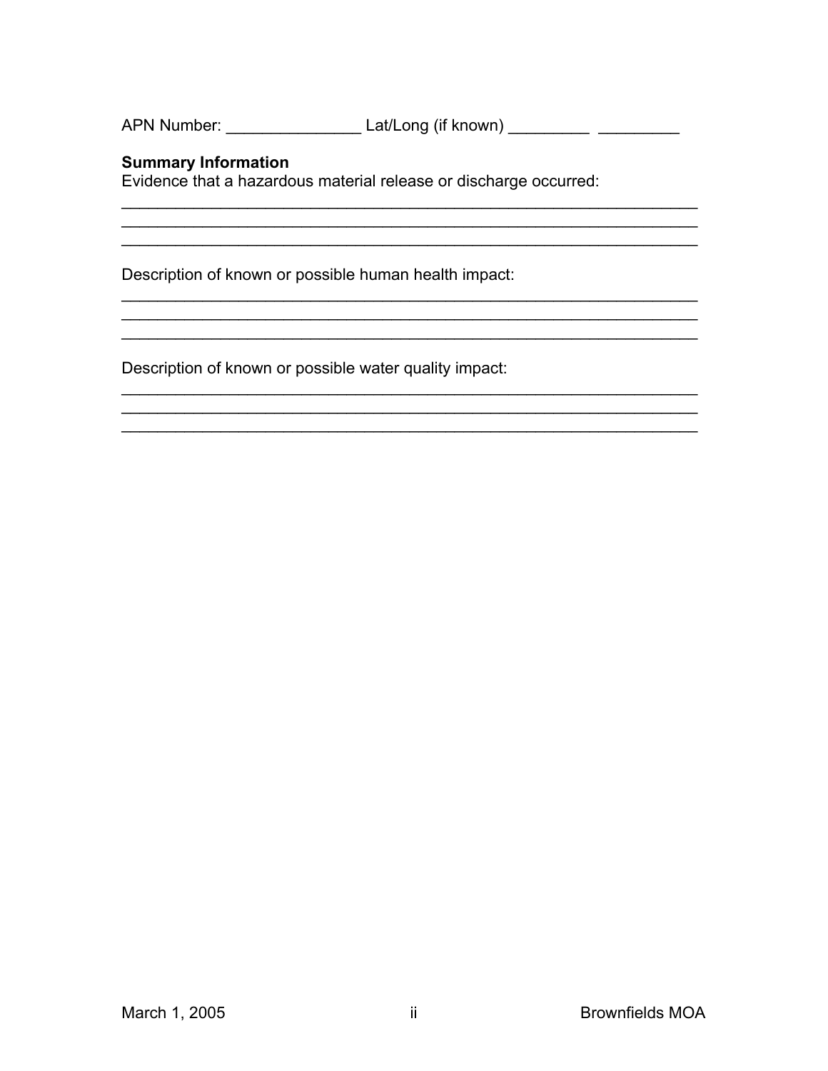APN Number: _______________ Lat/Long (if known) _________ _________

**Summary Information**

Evidence that a hazardous material release or discharge occurred:

_________________________________________________________________
_________________________________________________________________
_________________________________________________________________

Description of known or possible human health impact:

_________________________________________________________________
_________________________________________________________________
_________________________________________________________________

Description of known or possible water quality impact:

_________________________________________________________________
_________________________________________________________________
_________________________________________________________________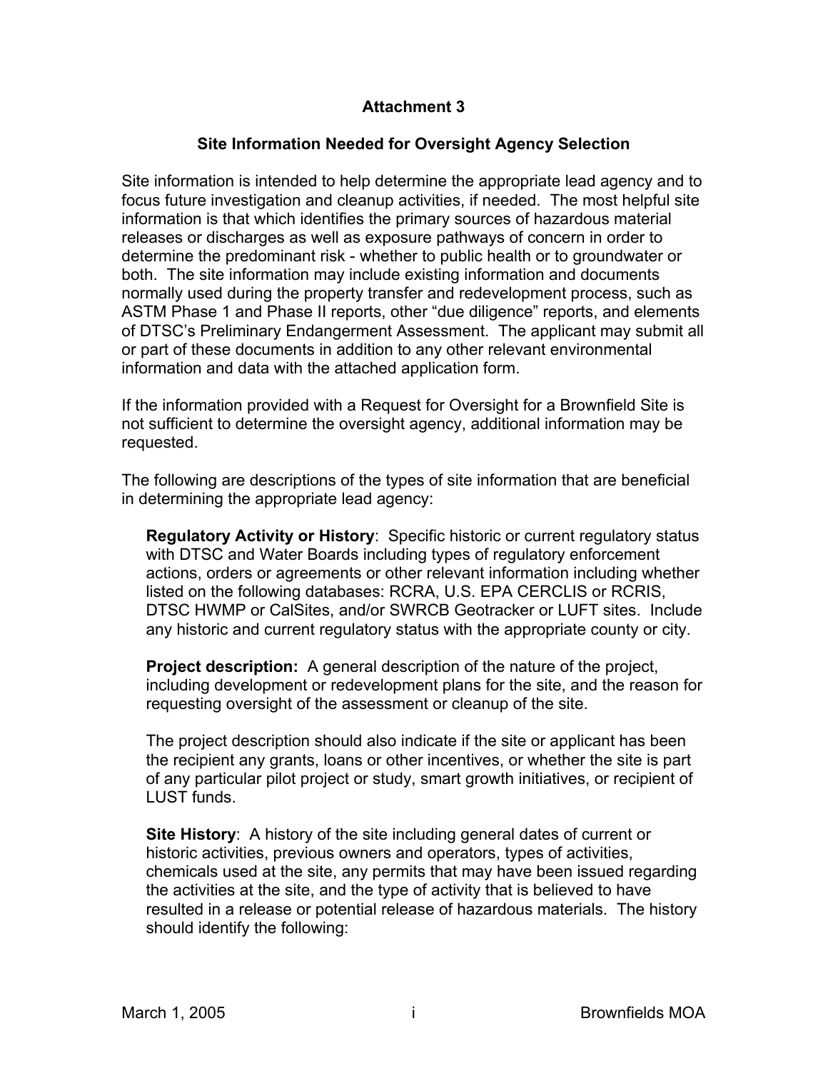## Attachment 3

### Site Information Needed for Oversight Agency Selection

Site information is intended to help determine the appropriate lead agency and to focus future investigation and cleanup activities, if needed. The most helpful site information is that which identifies the primary sources of hazardous material releases or discharges as well as exposure pathways of concern in order to determine the predominant risk - whether to public health or to groundwater or both. The site information may include existing information and documents normally used during the property transfer and redevelopment process, such as ASTM Phase 1 and Phase II reports, other "due diligence" reports, and elements of DTSC's Preliminary Endangerment Assessment. The applicant may submit all or part of these documents in addition to any other relevant environmental information and data with the attached application form.

If the information provided with a Request for Oversight for a Brownfield Site is not sufficient to determine the oversight agency, additional information may be requested.

The following are descriptions of the types of site information that are beneficial in determining the appropriate lead agency:

**Regulatory Activity or History**: Specific historic or current regulatory status with DTSC and Water Boards including types of regulatory enforcement actions, orders or agreements or other relevant information including whether listed on the following databases: RCRA, U.S. EPA CERCLIS or RCRIS, DTSC HWMP or CalSites, and/or SWRCB Geotracker or LUFT sites. Include any historic and current regulatory status with the appropriate county or city.

**Project description:** A general description of the nature of the project, including development or redevelopment plans for the site, and the reason for requesting oversight of the assessment or cleanup of the site.

The project description should also indicate if the site or applicant has been the recipient any grants, loans or other incentives, or whether the site is part of any particular pilot project or study, smart growth initiatives, or recipient of LUST funds.

**Site History**: A history of the site including general dates of current or historic activities, previous owners and operators, types of activities, chemicals used at the site, any permits that may have been issued regarding the activities at the site, and the type of activity that is believed to have resulted in a release or potential release of hazardous materials. The history should identify the following: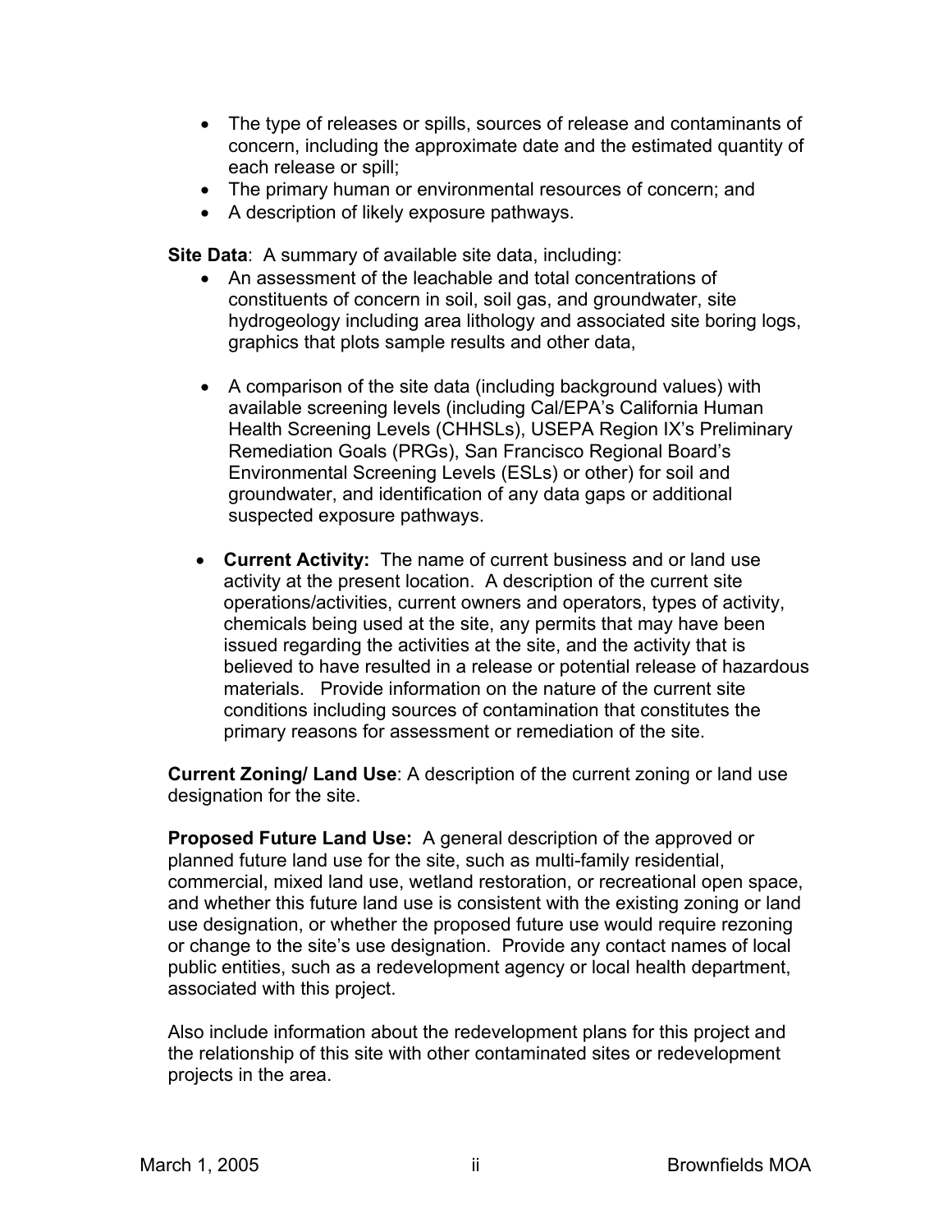- The type of releases or spills, sources of release and contaminants of concern, including the approximate date and the estimated quantity of each release or spill;
- The primary human or environmental resources of concern; and
- A description of likely exposure pathways.

**Site Data**: A summary of available site data, including:

- An assessment of the leachable and total concentrations of constituents of concern in soil, soil gas, and groundwater, site hydrogeology including area lithology and associated site boring logs, graphics that plots sample results and other data,

- A comparison of the site data (including background values) with available screening levels (including Cal/EPA's California Human Health Screening Levels (CHHSLs), USEPA Region IX's Preliminary Remediation Goals (PRGs), San Francisco Regional Board's Environmental Screening Levels (ESLs) or other) for soil and groundwater, and identification of any data gaps or additional suspected exposure pathways.

- **Current Activity:** The name of current business and or land use activity at the present location. A description of the current site operations/activities, current owners and operators, types of activity, chemicals being used at the site, any permits that may have been issued regarding the activities at the site, and the activity that is believed to have resulted in a release or potential release of hazardous materials. Provide information on the nature of the current site conditions including sources of contamination that constitutes the primary reasons for assessment or remediation of the site.

**Current Zoning/ Land Use**: A description of the current zoning or land use designation for the site.

**Proposed Future Land Use:** A general description of the approved or planned future land use for the site, such as multi-family residential, commercial, mixed land use, wetland restoration, or recreational open space, and whether this future land use is consistent with the existing zoning or land use designation, or whether the proposed future use would require rezoning or change to the site's use designation. Provide any contact names of local public entities, such as a redevelopment agency or local health department, associated with this project.

Also include information about the redevelopment plans for this project and the relationship of this site with other contaminated sites or redevelopment projects in the area.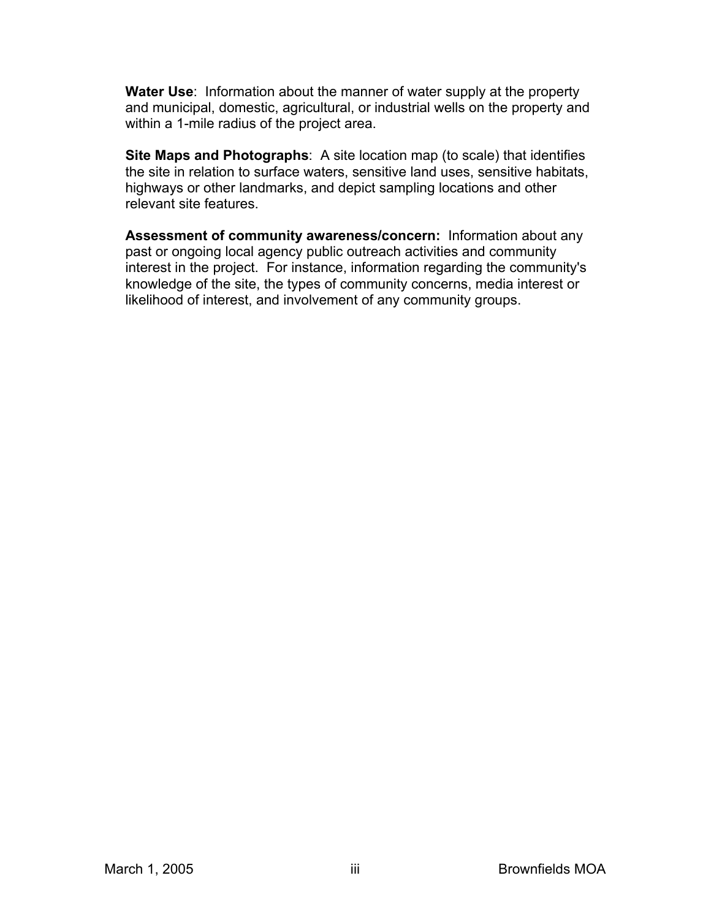**Water Use**:  Information about the manner of water supply at the property and municipal, domestic, agricultural, or industrial wells on the property and within a 1-mile radius of the project area.

**Site Maps and Photographs**:  A site location map (to scale) that identifies the site in relation to surface waters, sensitive land uses, sensitive habitats, highways or other landmarks, and depict sampling locations and other relevant site features.

**Assessment of community awareness/concern:**  Information about any past or ongoing local agency public outreach activities and community interest in the project.  For instance, information regarding the community's knowledge of the site, the types of community concerns, media interest or likelihood of interest, and involvement of any community groups.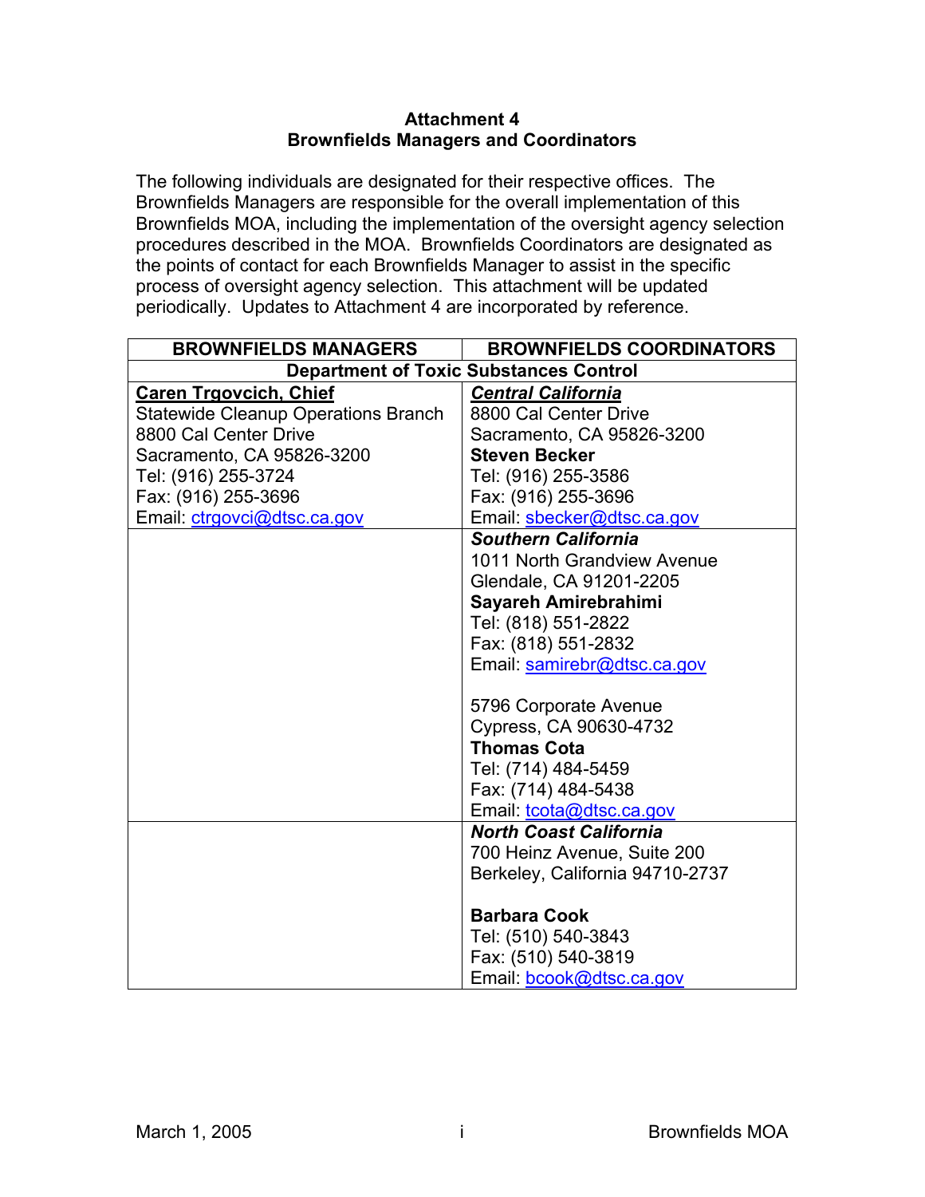**Attachment 4**
**Brownfields Managers and Coordinators**

The following individuals are designated for their respective offices. The Brownfields Managers are responsible for the overall implementation of this Brownfields MOA, including the implementation of the oversight agency selection procedures described in the MOA. Brownfields Coordinators are designated as the points of contact for each Brownfields Manager to assist in the specific process of oversight agency selection. This attachment will be updated periodically. Updates to Attachment 4 are incorporated by reference.

| BROWNFIELDS MANAGERS | BROWNFIELDS COORDINATORS |
|---|---|
| **Department of Toxic Substances Control** | |
| **Caren Trgovcich, Chief**<br>Statewide Cleanup Operations Branch<br>8800 Cal Center Drive<br>Sacramento, CA 95826-3200<br>Tel: (916) 255-3724<br>Fax: (916) 255-3696<br>Email: ctrgovci@dtsc.ca.gov | ***Central California***<br>8800 Cal Center Drive<br>Sacramento, CA 95826-3200<br>**Steven Becker**<br>Tel: (916) 255-3586<br>Fax: (916) 255-3696<br>Email: sbecker@dtsc.ca.gov |
| | ***Southern California***<br>1011 North Grandview Avenue<br>Glendale, CA 91201-2205<br>**Sayareh Amirebrahimi**<br>Tel: (818) 551-2822<br>Fax: (818) 551-2832<br>Email: samirebr@dtsc.ca.gov<br><br>5796 Corporate Avenue<br>Cypress, CA 90630-4732<br>**Thomas Cota**<br>Tel: (714) 484-5459<br>Fax: (714) 484-5438<br>Email: tcota@dtsc.ca.gov |
| | ***North Coast California***<br>700 Heinz Avenue, Suite 200<br>Berkeley, California 94710-2737<br><br>**Barbara Cook**<br>Tel: (510) 540-3843<br>Fax: (510) 540-3819<br>Email: bcook@dtsc.ca.gov |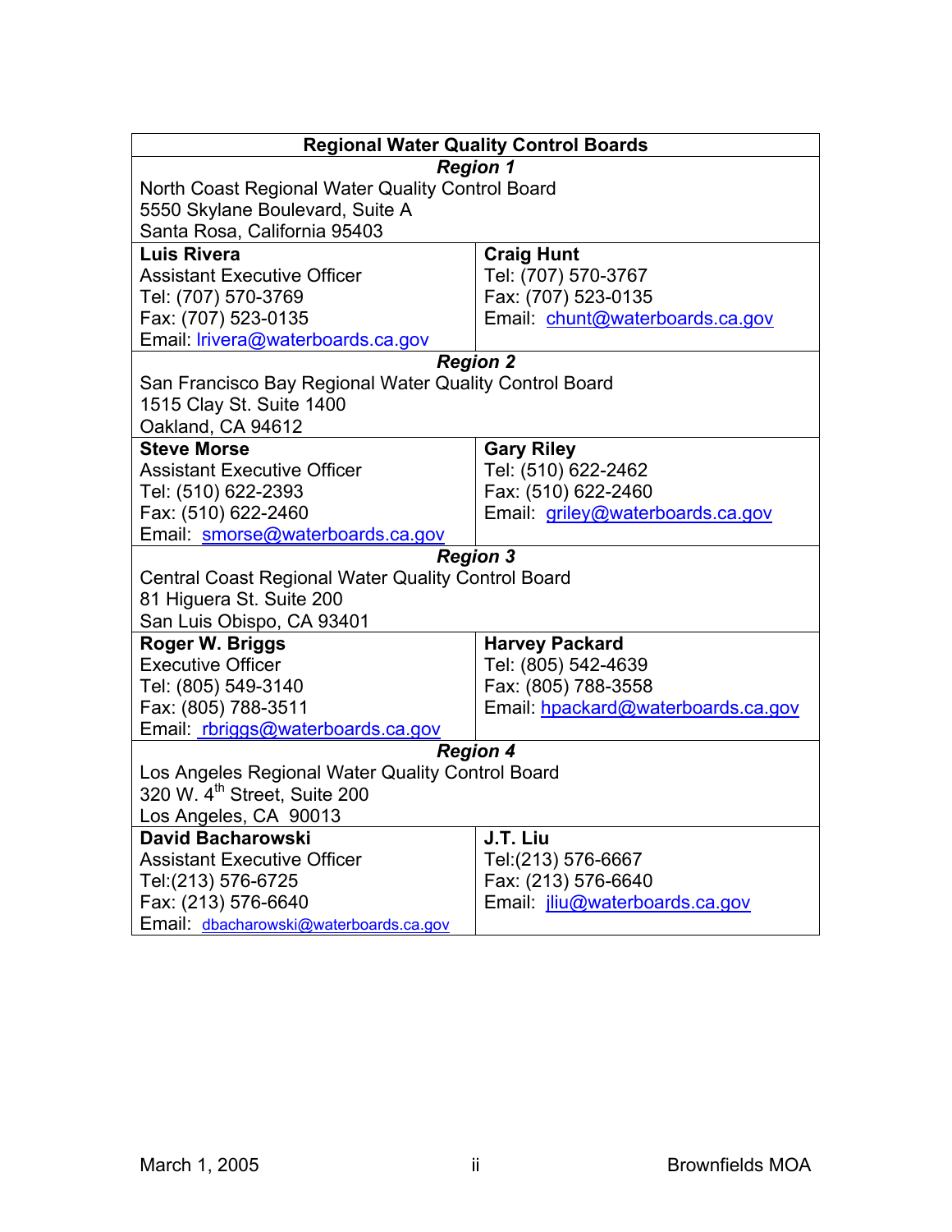| Regional Water Quality Control Boards | |
|---|---|
| ***Region 1*** | |
| North Coast Regional Water Quality Control Board<br>5550 Skylane Boulevard, Suite A<br>Santa Rosa, California 95403 | |
| **Luis Rivera**<br>Assistant Executive Officer<br>Tel: (707) 570-3769<br>Fax: (707) 523-0135<br>Email: lrivera@waterboards.ca.gov | **Craig Hunt**<br>Tel: (707) 570-3767<br>Fax: (707) 523-0135<br>Email: chunt@waterboards.ca.gov |
| ***Region 2*** | |
| San Francisco Bay Regional Water Quality Control Board<br>1515 Clay St. Suite 1400<br>Oakland, CA 94612 | |
| **Steve Morse**<br>Assistant Executive Officer<br>Tel: (510) 622-2393<br>Fax: (510) 622-2460<br>Email: smorse@waterboards.ca.gov | **Gary Riley**<br>Tel: (510) 622-2462<br>Fax: (510) 622-2460<br>Email: griley@waterboards.ca.gov |
| ***Region 3*** | |
| Central Coast Regional Water Quality Control Board<br>81 Higuera St. Suite 200<br>San Luis Obispo, CA 93401 | |
| **Roger W. Briggs**<br>Executive Officer<br>Tel: (805) 549-3140<br>Fax: (805) 788-3511<br>Email: rbriggs@waterboards.ca.gov | **Harvey Packard**<br>Tel: (805) 542-4639<br>Fax: (805) 788-3558<br>Email: hpackard@waterboards.ca.gov |
| ***Region 4*** | |
| Los Angeles Regional Water Quality Control Board<br>320 W. 4th Street, Suite 200<br>Los Angeles, CA 90013 | |
| **David Bacharowski**<br>Assistant Executive Officer<br>Tel:(213) 576-6725<br>Fax: (213) 576-6640<br>Email: dbacharowski@waterboards.ca.gov | **J.T. Liu**<br>Tel:(213) 576-6667<br>Fax: (213) 576-6640<br>Email: jliu@waterboards.ca.gov |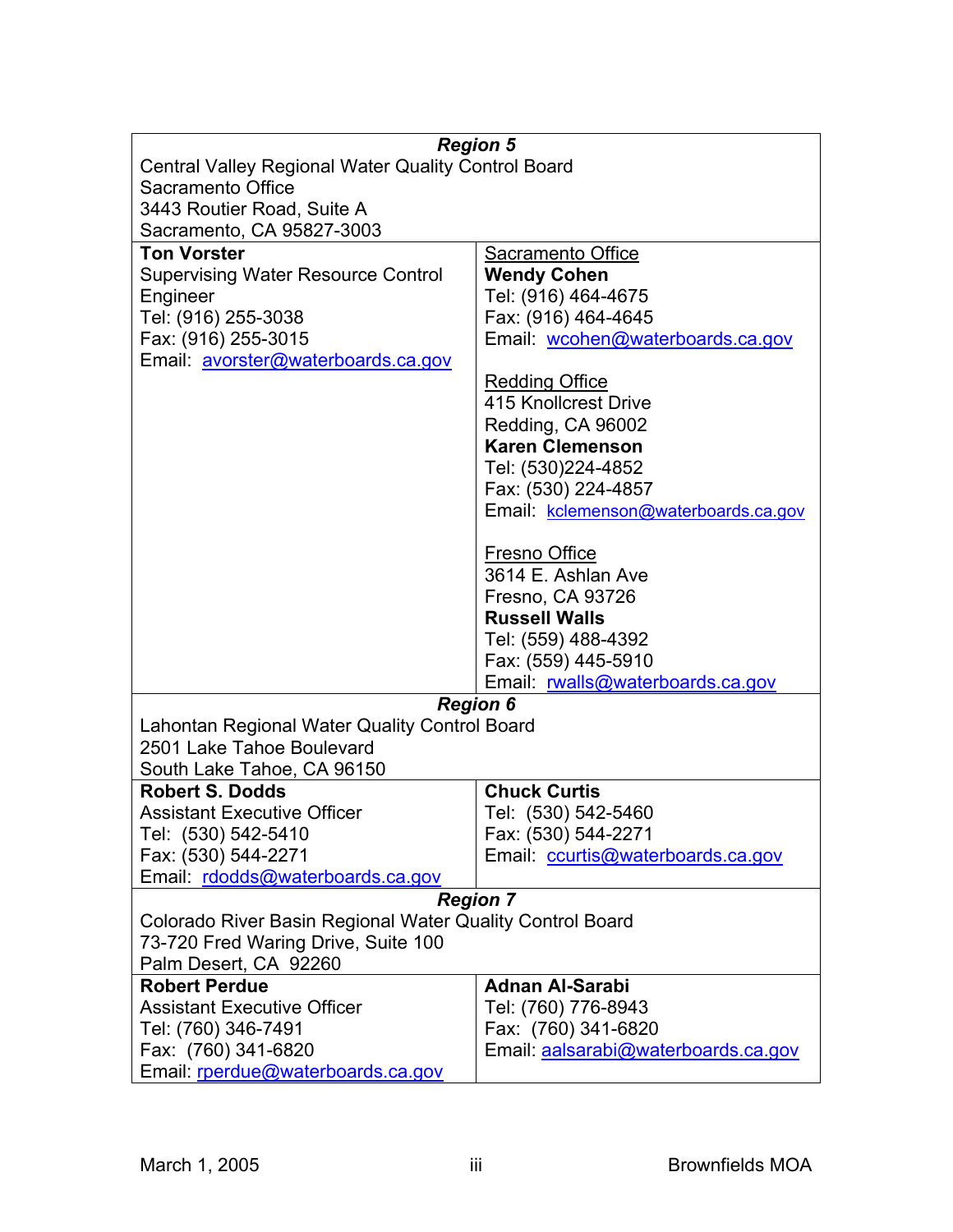| ***Region 5*** | |
|---|---|
| Central Valley Regional Water Quality Control Board<br>Sacramento Office<br>3443 Routier Road, Suite A<br>Sacramento, CA 95827-3003 | |
| **Ton Vorster**<br>Supervising Water Resource Control Engineer<br>Tel: (916) 255-3038<br>Fax: (916) 255-3015<br>Email: avorster@waterboards.ca.gov | Sacramento Office<br>**Wendy Cohen**<br>Tel: (916) 464-4675<br>Fax: (916) 464-4645<br>Email: wcohen@waterboards.ca.gov<br><br>Redding Office<br>415 Knollcrest Drive<br>Redding, CA 96002<br>**Karen Clemenson**<br>Tel: (530)224-4852<br>Fax: (530) 224-4857<br>Email: kclemenson@waterboards.ca.gov<br><br>Fresno Office<br>3614 E. Ashlan Ave<br>Fresno, CA 93726<br>**Russell Walls**<br>Tel: (559) 488-4392<br>Fax: (559) 445-5910<br>Email: rwalls@waterboards.ca.gov |
| ***Region 6*** | |
| Lahontan Regional Water Quality Control Board<br>2501 Lake Tahoe Boulevard<br>South Lake Tahoe, CA 96150 | |
| **Robert S. Dodds**<br>Assistant Executive Officer<br>Tel: (530) 542-5410<br>Fax: (530) 544-2271<br>Email: rdodds@waterboards.ca.gov | **Chuck Curtis**<br>Tel: (530) 542-5460<br>Fax: (530) 544-2271<br>Email: ccurtis@waterboards.ca.gov |
| ***Region 7*** | |
| Colorado River Basin Regional Water Quality Control Board<br>73-720 Fred Waring Drive, Suite 100<br>Palm Desert, CA 92260 | |
| **Robert Perdue**<br>Assistant Executive Officer<br>Tel: (760) 346-7491<br>Fax: (760) 341-6820<br>Email: rperdue@waterboards.ca.gov | **Adnan Al-Sarabi**<br>Tel: (760) 776-8943<br>Fax: (760) 341-6820<br>Email: aalsarabi@waterboards.ca.gov |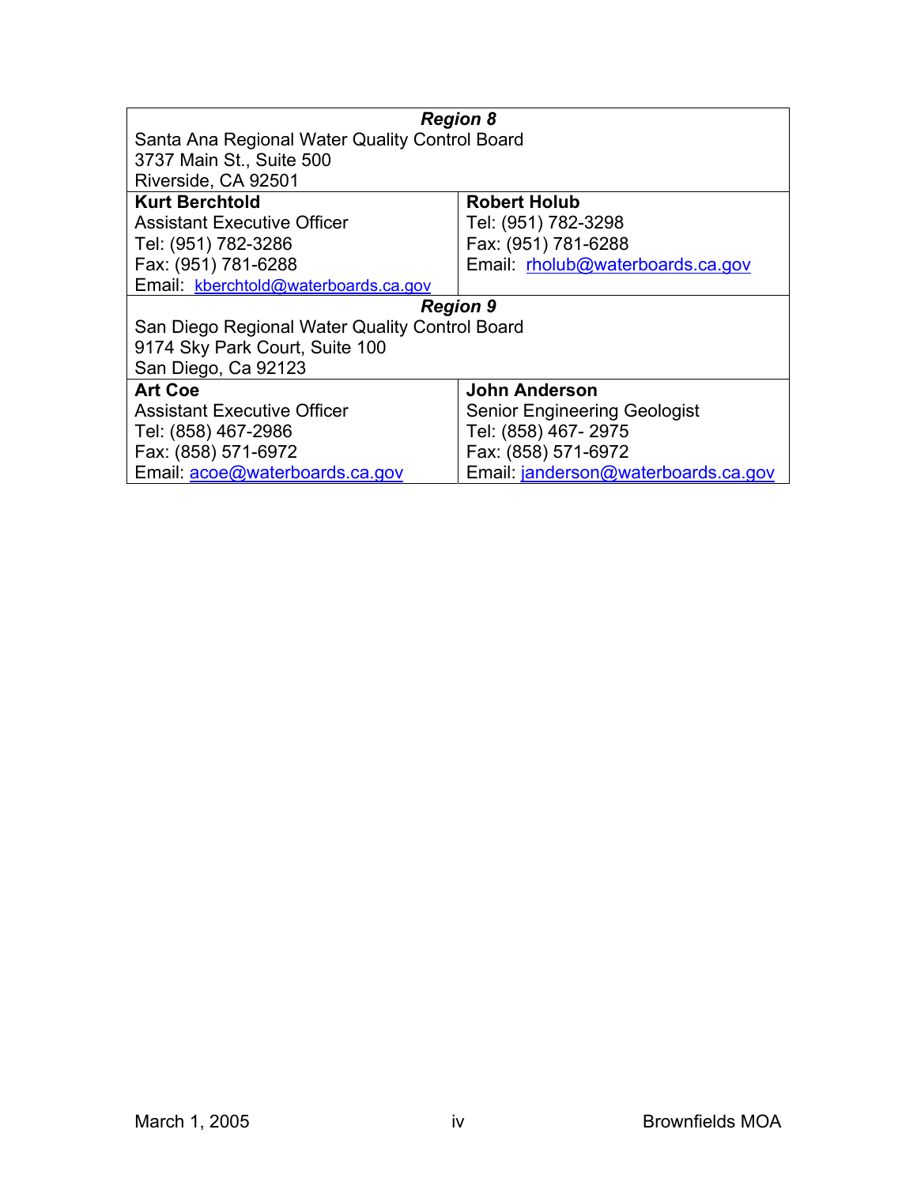| | |
|---|---|
| ***Region 8*** Santa Ana Regional Water Quality Control Board<br>3737 Main St., Suite 500<br>Riverside, CA 92501 | |
| **Kurt Berchtold**<br>Assistant Executive Officer<br>Tel: (951) 782-3286<br>Fax: (951) 781-6288<br>Email: kberchtold@waterboards.ca.gov | **Robert Holub**<br>Tel: (951) 782-3298<br>Fax: (951) 781-6288<br>Email: rholub@waterboards.ca.gov |
| ***Region 9*** San Diego Regional Water Quality Control Board<br>9174 Sky Park Court, Suite 100<br>San Diego, Ca 92123 | |
| **Art Coe**<br>Assistant Executive Officer<br>Tel: (858) 467-2986<br>Fax: (858) 571-6972<br>Email: acoe@waterboards.ca.gov | **John Anderson**<br>Senior Engineering Geologist<br>Tel: (858) 467- 2975<br>Fax: (858) 571-6972<br>Email: janderson@waterboards.ca.gov |